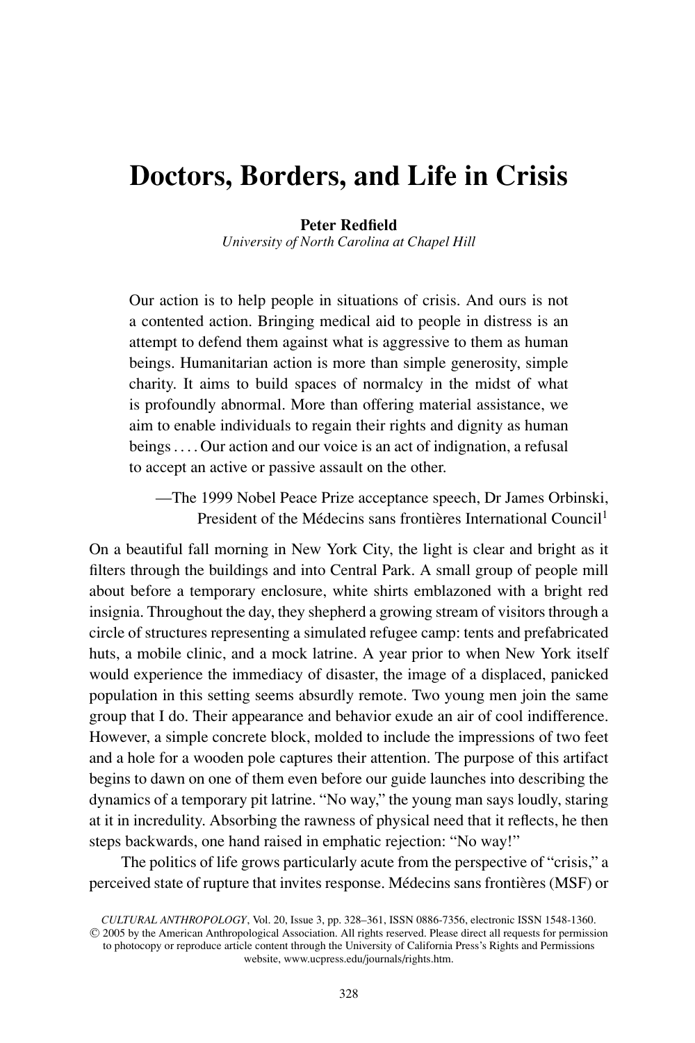# Doctors, Borders, and Life in Crisis

**Peter Redfield**
*University of North Carolina at Chapel Hill*

> Our action is to help people in situations of crisis. And ours is not a contented action. Bringing medical aid to people in distress is an attempt to defend them against what is aggressive to them as human beings. Humanitarian action is more than simple generosity, simple charity. It aims to build spaces of normalcy in the midst of what is profoundly abnormal. More than offering material assistance, we aim to enable individuals to regain their rights and dignity as human beings . . . . Our action and our voice is an act of indignation, a refusal to accept an active or passive assault on the other.
>
> —The 1999 Nobel Peace Prize acceptance speech, Dr James Orbinski, President of the Médecins sans frontières International Council[1]

On a beautiful fall morning in New York City, the light is clear and bright as it filters through the buildings and into Central Park. A small group of people mill about before a temporary enclosure, white shirts emblazoned with a bright red insignia. Throughout the day, they shepherd a growing stream of visitors through a circle of structures representing a simulated refugee camp: tents and prefabricated huts, a mobile clinic, and a mock latrine. A year prior to when New York itself would experience the immediacy of disaster, the image of a displaced, panicked population in this setting seems absurdly remote. Two young men join the same group that I do. Their appearance and behavior exude an air of cool indifference. However, a simple concrete block, molded to include the impressions of two feet and a hole for a wooden pole captures their attention. The purpose of this artifact begins to dawn on one of them even before our guide launches into describing the dynamics of a temporary pit latrine. "No way," the young man says loudly, staring at it in incredulity. Absorbing the rawness of physical need that it reflects, he then steps backwards, one hand raised in emphatic rejection: "No way!"

The politics of life grows particularly acute from the perspective of "crisis," a perceived state of rupture that invites response. Médecins sans frontières (MSF) or

*CULTURAL ANTHROPOLOGY*, Vol. 20, Issue 3, pp. 328–361, ISSN 0886-7356, electronic ISSN 1548-1360. © 2005 by the American Anthropological Association. All rights reserved. Please direct all requests for permission to photocopy or reproduce article content through the University of California Press's Rights and Permissions website, www.ucpress.edu/journals/rights.htm.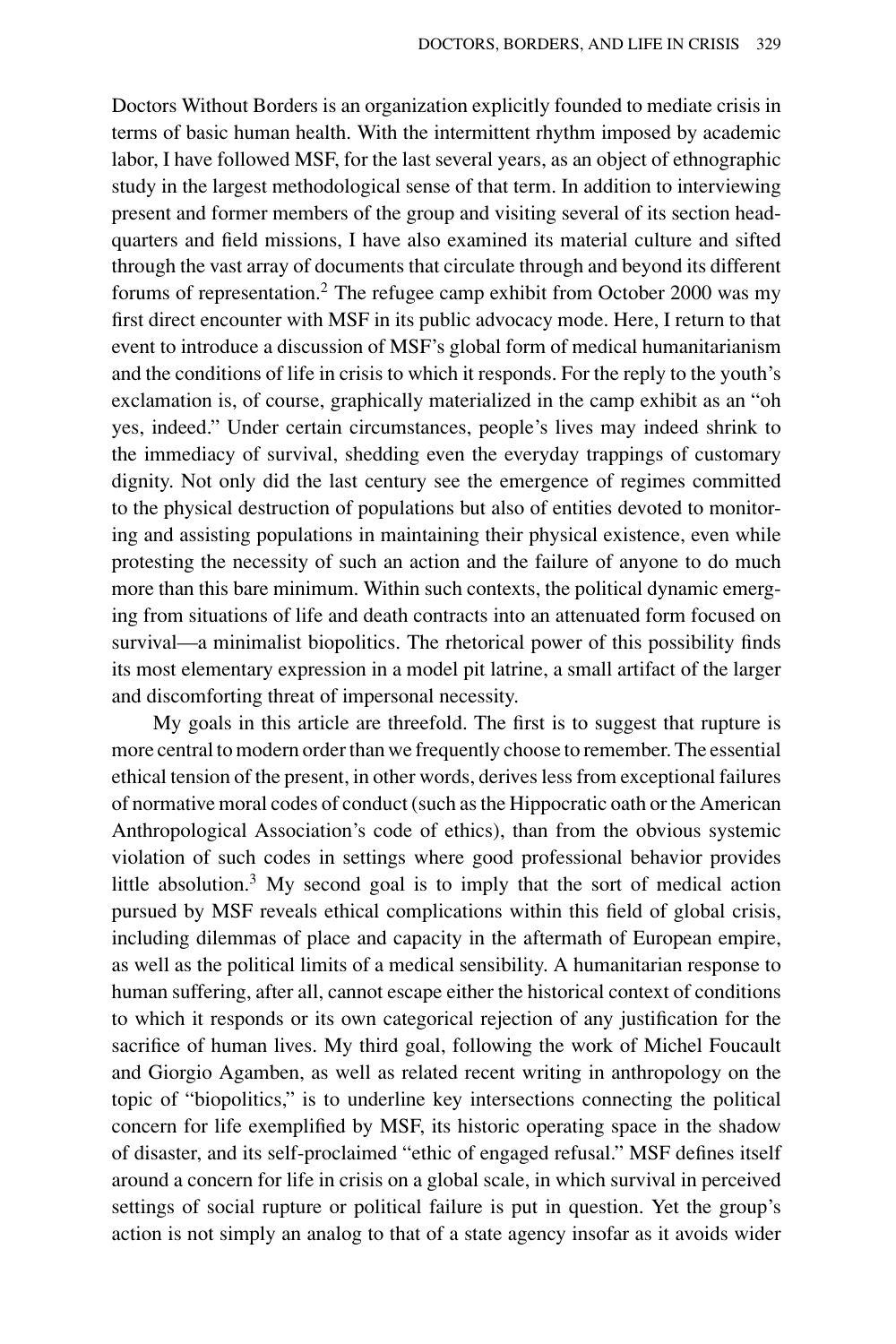Doctors Without Borders is an organization explicitly founded to mediate crisis in terms of basic human health. With the intermittent rhythm imposed by academic labor, I have followed MSF, for the last several years, as an object of ethnographic study in the largest methodological sense of that term. In addition to interviewing present and former members of the group and visiting several of its section headquarters and field missions, I have also examined its material culture and sifted through the vast array of documents that circulate through and beyond its different forums of representation.[2] The refugee camp exhibit from October 2000 was my first direct encounter with MSF in its public advocacy mode. Here, I return to that event to introduce a discussion of MSF's global form of medical humanitarianism and the conditions of life in crisis to which it responds. For the reply to the youth's exclamation is, of course, graphically materialized in the camp exhibit as an "oh yes, indeed." Under certain circumstances, people's lives may indeed shrink to the immediacy of survival, shedding even the everyday trappings of customary dignity. Not only did the last century see the emergence of regimes committed to the physical destruction of populations but also of entities devoted to monitoring and assisting populations in maintaining their physical existence, even while protesting the necessity of such an action and the failure of anyone to do much more than this bare minimum. Within such contexts, the political dynamic emerging from situations of life and death contracts into an attenuated form focused on survival—a minimalist biopolitics. The rhetorical power of this possibility finds its most elementary expression in a model pit latrine, a small artifact of the larger and discomforting threat of impersonal necessity.

My goals in this article are threefold. The first is to suggest that rupture is more central to modern order than we frequently choose to remember. The essential ethical tension of the present, in other words, derives less from exceptional failures of normative moral codes of conduct (such as the Hippocratic oath or the American Anthropological Association's code of ethics), than from the obvious systemic violation of such codes in settings where good professional behavior provides little absolution.[3] My second goal is to imply that the sort of medical action pursued by MSF reveals ethical complications within this field of global crisis, including dilemmas of place and capacity in the aftermath of European empire, as well as the political limits of a medical sensibility. A humanitarian response to human suffering, after all, cannot escape either the historical context of conditions to which it responds or its own categorical rejection of any justification for the sacrifice of human lives. My third goal, following the work of Michel Foucault and Giorgio Agamben, as well as related recent writing in anthropology on the topic of "biopolitics," is to underline key intersections connecting the political concern for life exemplified by MSF, its historic operating space in the shadow of disaster, and its self-proclaimed "ethic of engaged refusal." MSF defines itself around a concern for life in crisis on a global scale, in which survival in perceived settings of social rupture or political failure is put in question. Yet the group's action is not simply an analog to that of a state agency insofar as it avoids wider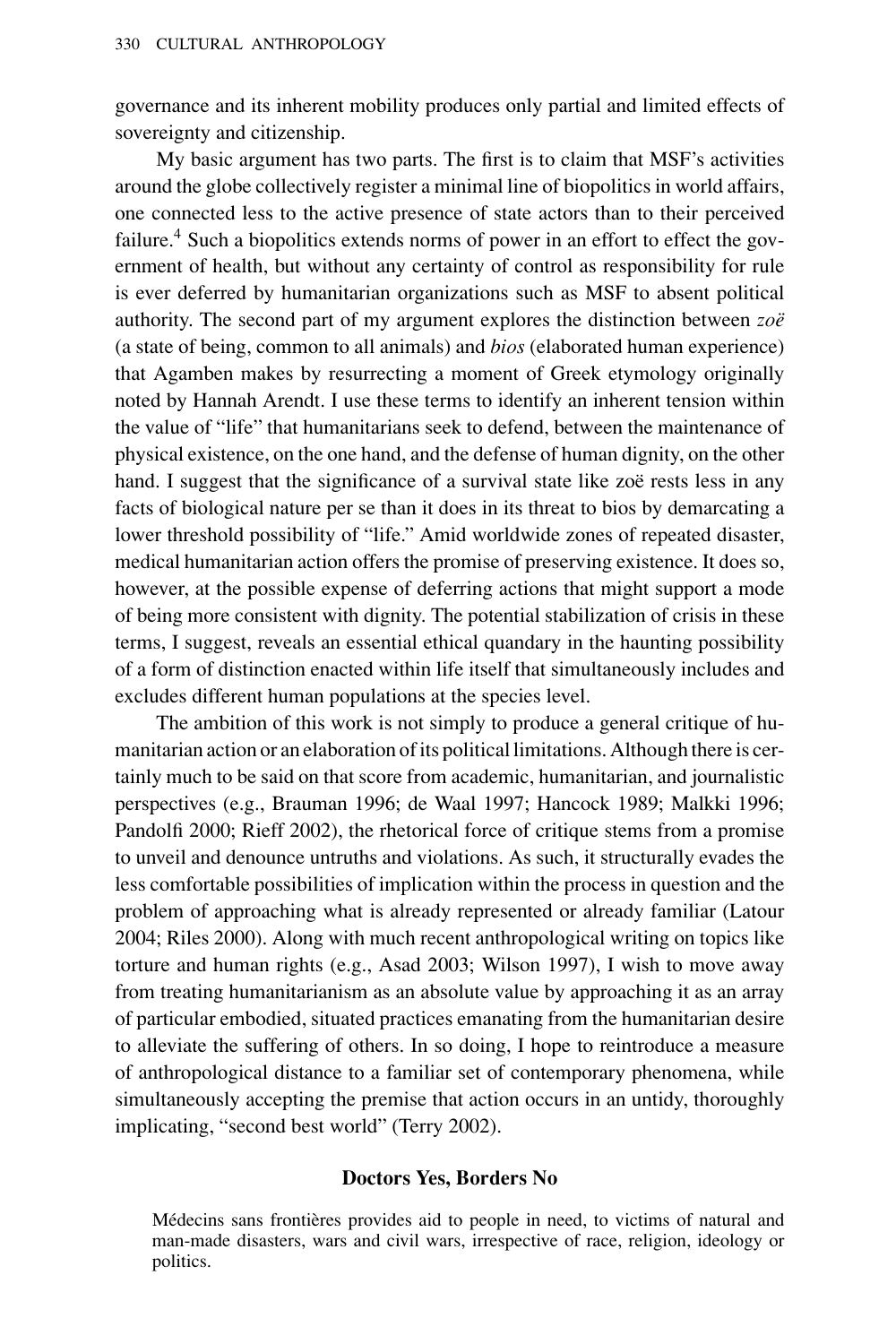governance and its inherent mobility produces only partial and limited effects of sovereignty and citizenship.

My basic argument has two parts. The first is to claim that MSF's activities around the globe collectively register a minimal line of biopolitics in world affairs, one connected less to the active presence of state actors than to their perceived failure.[4] Such a biopolitics extends norms of power in an effort to effect the government of health, but without any certainty of control as responsibility for rule is ever deferred by humanitarian organizations such as MSF to absent political authority. The second part of my argument explores the distinction between *zoë* (a state of being, common to all animals) and *bios* (elaborated human experience) that Agamben makes by resurrecting a moment of Greek etymology originally noted by Hannah Arendt. I use these terms to identify an inherent tension within the value of "life" that humanitarians seek to defend, between the maintenance of physical existence, on the one hand, and the defense of human dignity, on the other hand. I suggest that the significance of a survival state like zoë rests less in any facts of biological nature per se than it does in its threat to bios by demarcating a lower threshold possibility of "life." Amid worldwide zones of repeated disaster, medical humanitarian action offers the promise of preserving existence. It does so, however, at the possible expense of deferring actions that might support a mode of being more consistent with dignity. The potential stabilization of crisis in these terms, I suggest, reveals an essential ethical quandary in the haunting possibility of a form of distinction enacted within life itself that simultaneously includes and excludes different human populations at the species level.

The ambition of this work is not simply to produce a general critique of humanitarian action or an elaboration of its political limitations. Although there is certainly much to be said on that score from academic, humanitarian, and journalistic perspectives (e.g., Brauman 1996; de Waal 1997; Hancock 1989; Malkki 1996; Pandolfi 2000; Rieff 2002), the rhetorical force of critique stems from a promise to unveil and denounce untruths and violations. As such, it structurally evades the less comfortable possibilities of implication within the process in question and the problem of approaching what is already represented or already familiar (Latour 2004; Riles 2000). Along with much recent anthropological writing on topics like torture and human rights (e.g., Asad 2003; Wilson 1997), I wish to move away from treating humanitarianism as an absolute value by approaching it as an array of particular embodied, situated practices emanating from the humanitarian desire to alleviate the suffering of others. In so doing, I hope to reintroduce a measure of anthropological distance to a familiar set of contemporary phenomena, while simultaneously accepting the premise that action occurs in an untidy, thoroughly implicating, "second best world" (Terry 2002).

## Doctors Yes, Borders No

> Médecins sans frontières provides aid to people in need, to victims of natural and man-made disasters, wars and civil wars, irrespective of race, religion, ideology or politics.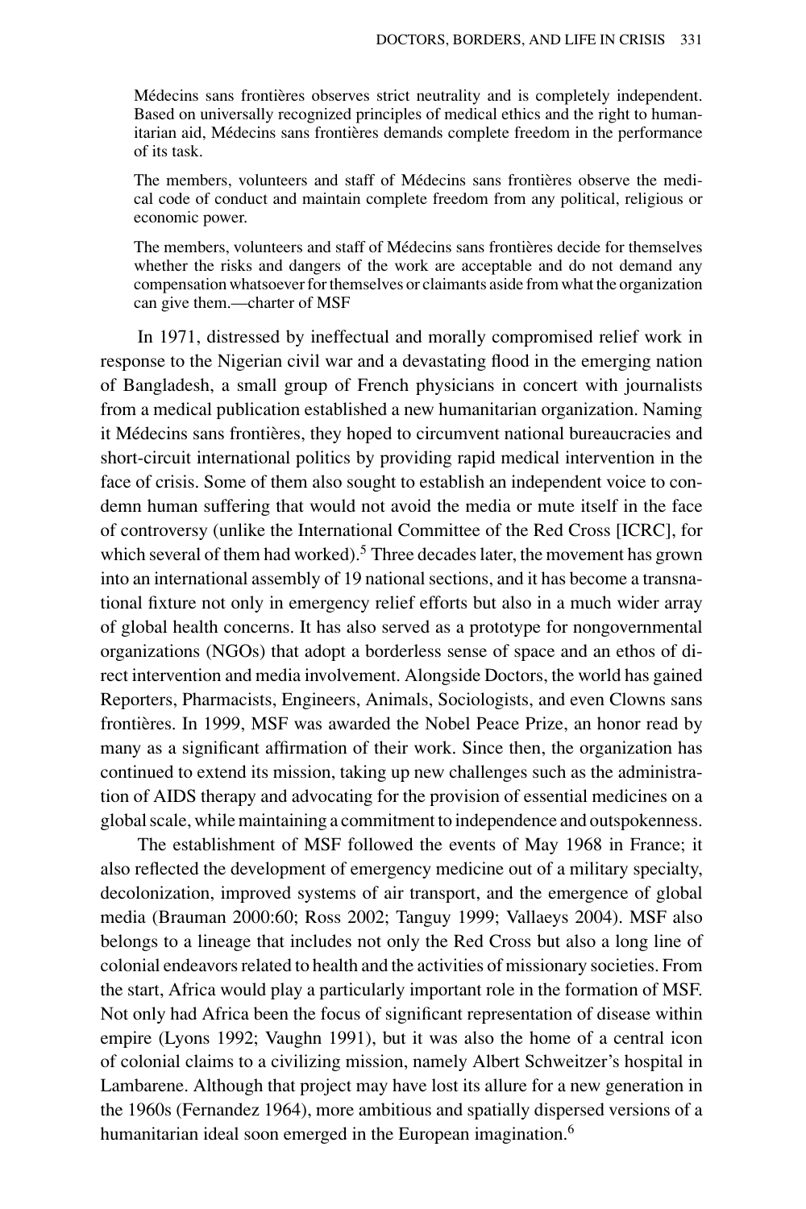> Médecins sans frontières observes strict neutrality and is completely independent. Based on universally recognized principles of medical ethics and the right to humanitarian aid, Médecins sans frontières demands complete freedom in the performance of its task.
>
> The members, volunteers and staff of Médecins sans frontières observe the medical code of conduct and maintain complete freedom from any political, religious or economic power.
>
> The members, volunteers and staff of Médecins sans frontières decide for themselves whether the risks and dangers of the work are acceptable and do not demand any compensation whatsoever for themselves or claimants aside from what the organization can give them.—charter of MSF

In 1971, distressed by ineffectual and morally compromised relief work in response to the Nigerian civil war and a devastating flood in the emerging nation of Bangladesh, a small group of French physicians in concert with journalists from a medical publication established a new humanitarian organization. Naming it Médecins sans frontières, they hoped to circumvent national bureaucracies and short-circuit international politics by providing rapid medical intervention in the face of crisis. Some of them also sought to establish an independent voice to condemn human suffering that would not avoid the media or mute itself in the face of controversy (unlike the International Committee of the Red Cross [ICRC], for which several of them had worked).[5] Three decades later, the movement has grown into an international assembly of 19 national sections, and it has become a transnational fixture not only in emergency relief efforts but also in a much wider array of global health concerns. It has also served as a prototype for nongovernmental organizations (NGOs) that adopt a borderless sense of space and an ethos of direct intervention and media involvement. Alongside Doctors, the world has gained Reporters, Pharmacists, Engineers, Animals, Sociologists, and even Clowns sans frontières. In 1999, MSF was awarded the Nobel Peace Prize, an honor read by many as a significant affirmation of their work. Since then, the organization has continued to extend its mission, taking up new challenges such as the administration of AIDS therapy and advocating for the provision of essential medicines on a global scale, while maintaining a commitment to independence and outspokenness.

The establishment of MSF followed the events of May 1968 in France; it also reflected the development of emergency medicine out of a military specialty, decolonization, improved systems of air transport, and the emergence of global media (Brauman 2000:60; Ross 2002; Tanguy 1999; Vallaeys 2004). MSF also belongs to a lineage that includes not only the Red Cross but also a long line of colonial endeavors related to health and the activities of missionary societies. From the start, Africa would play a particularly important role in the formation of MSF. Not only had Africa been the focus of significant representation of disease within empire (Lyons 1992; Vaughn 1991), but it was also the home of a central icon of colonial claims to a civilizing mission, namely Albert Schweitzer's hospital in Lambarene. Although that project may have lost its allure for a new generation in the 1960s (Fernandez 1964), more ambitious and spatially dispersed versions of a humanitarian ideal soon emerged in the European imagination.[6]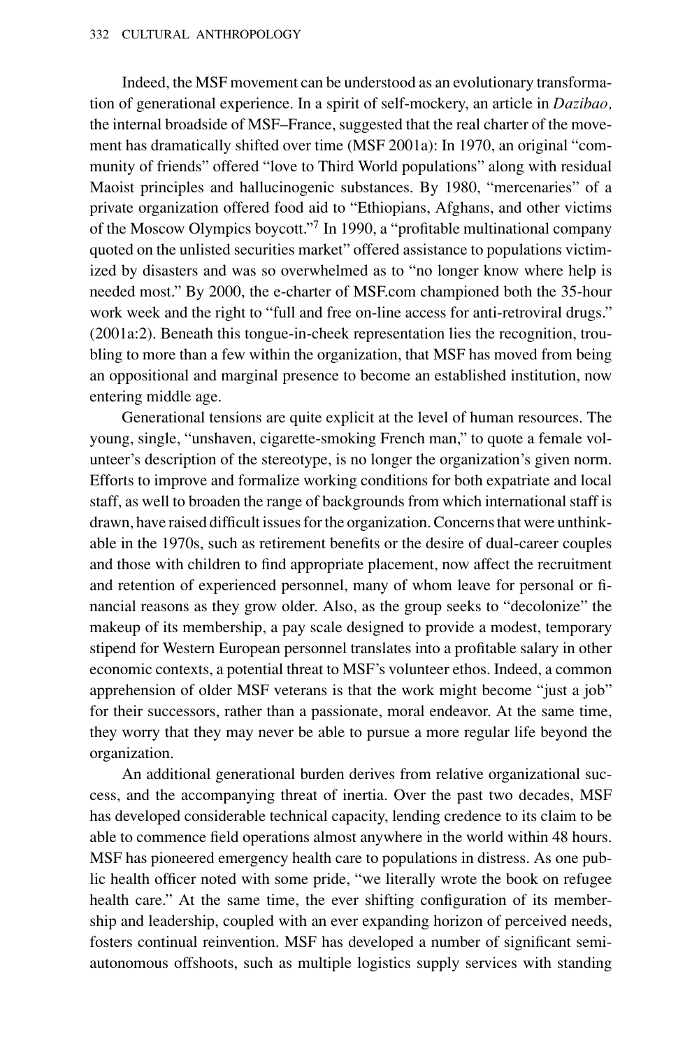Indeed, the MSF movement can be understood as an evolutionary transformation of generational experience. In a spirit of self-mockery, an article in *Dazibao,* the internal broadside of MSF–France, suggested that the real charter of the movement has dramatically shifted over time (MSF 2001a): In 1970, an original "community of friends" offered "love to Third World populations" along with residual Maoist principles and hallucinogenic substances. By 1980, "mercenaries" of a private organization offered food aid to "Ethiopians, Afghans, and other victims of the Moscow Olympics boycott."[7] In 1990, a "profitable multinational company quoted on the unlisted securities market" offered assistance to populations victimized by disasters and was so overwhelmed as to "no longer know where help is needed most." By 2000, the e-charter of MSF.com championed both the 35-hour work week and the right to "full and free on-line access for anti-retroviral drugs." (2001a:2). Beneath this tongue-in-cheek representation lies the recognition, troubling to more than a few within the organization, that MSF has moved from being an oppositional and marginal presence to become an established institution, now entering middle age.

Generational tensions are quite explicit at the level of human resources. The young, single, "unshaven, cigarette-smoking French man," to quote a female volunteer's description of the stereotype, is no longer the organization's given norm. Efforts to improve and formalize working conditions for both expatriate and local staff, as well to broaden the range of backgrounds from which international staff is drawn, have raised difficult issues for the organization. Concerns that were unthinkable in the 1970s, such as retirement benefits or the desire of dual-career couples and those with children to find appropriate placement, now affect the recruitment and retention of experienced personnel, many of whom leave for personal or financial reasons as they grow older. Also, as the group seeks to "decolonize" the makeup of its membership, a pay scale designed to provide a modest, temporary stipend for Western European personnel translates into a profitable salary in other economic contexts, a potential threat to MSF's volunteer ethos. Indeed, a common apprehension of older MSF veterans is that the work might become "just a job" for their successors, rather than a passionate, moral endeavor. At the same time, they worry that they may never be able to pursue a more regular life beyond the organization.

An additional generational burden derives from relative organizational success, and the accompanying threat of inertia. Over the past two decades, MSF has developed considerable technical capacity, lending credence to its claim to be able to commence field operations almost anywhere in the world within 48 hours. MSF has pioneered emergency health care to populations in distress. As one public health officer noted with some pride, "we literally wrote the book on refugee health care." At the same time, the ever shifting configuration of its membership and leadership, coupled with an ever expanding horizon of perceived needs, fosters continual reinvention. MSF has developed a number of significant semi-autonomous offshoots, such as multiple logistics supply services with standing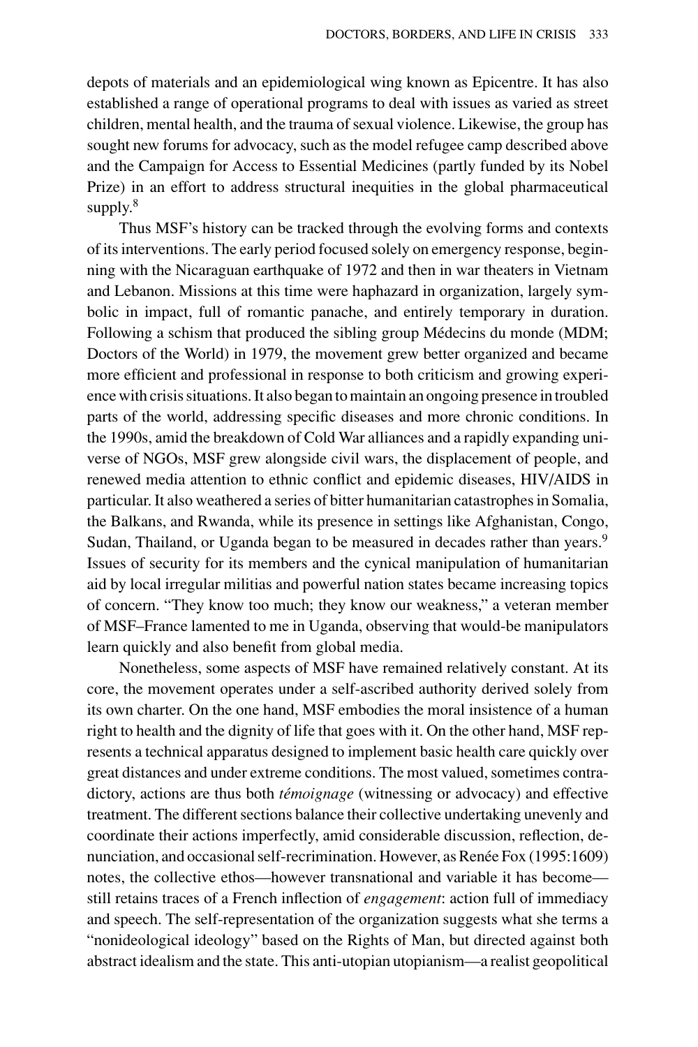depots of materials and an epidemiological wing known as Epicentre. It has also established a range of operational programs to deal with issues as varied as street children, mental health, and the trauma of sexual violence. Likewise, the group has sought new forums for advocacy, such as the model refugee camp described above and the Campaign for Access to Essential Medicines (partly funded by its Nobel Prize) in an effort to address structural inequities in the global pharmaceutical supply.[8]

Thus MSF's history can be tracked through the evolving forms and contexts of its interventions. The early period focused solely on emergency response, beginning with the Nicaraguan earthquake of 1972 and then in war theaters in Vietnam and Lebanon. Missions at this time were haphazard in organization, largely symbolic in impact, full of romantic panache, and entirely temporary in duration. Following a schism that produced the sibling group Médecins du monde (MDM; Doctors of the World) in 1979, the movement grew better organized and became more efficient and professional in response to both criticism and growing experience with crisis situations. It also began to maintain an ongoing presence in troubled parts of the world, addressing specific diseases and more chronic conditions. In the 1990s, amid the breakdown of Cold War alliances and a rapidly expanding universe of NGOs, MSF grew alongside civil wars, the displacement of people, and renewed media attention to ethnic conflict and epidemic diseases, HIV/AIDS in particular. It also weathered a series of bitter humanitarian catastrophes in Somalia, the Balkans, and Rwanda, while its presence in settings like Afghanistan, Congo, Sudan, Thailand, or Uganda began to be measured in decades rather than years.[9] Issues of security for its members and the cynical manipulation of humanitarian aid by local irregular militias and powerful nation states became increasing topics of concern. "They know too much; they know our weakness," a veteran member of MSF–France lamented to me in Uganda, observing that would-be manipulators learn quickly and also benefit from global media.

Nonetheless, some aspects of MSF have remained relatively constant. At its core, the movement operates under a self-ascribed authority derived solely from its own charter. On the one hand, MSF embodies the moral insistence of a human right to health and the dignity of life that goes with it. On the other hand, MSF represents a technical apparatus designed to implement basic health care quickly over great distances and under extreme conditions. The most valued, sometimes contradictory, actions are thus both *témoignage* (witnessing or advocacy) and effective treatment. The different sections balance their collective undertaking unevenly and coordinate their actions imperfectly, amid considerable discussion, reflection, denunciation, and occasional self-recrimination. However, as Renée Fox (1995:1609) notes, the collective ethos—however transnational and variable it has become—still retains traces of a French inflection of *engagement*: action full of immediacy and speech. The self-representation of the organization suggests what she terms a "nonideological ideology" based on the Rights of Man, but directed against both abstract idealism and the state. This anti-utopian utopianism—a realist geopolitical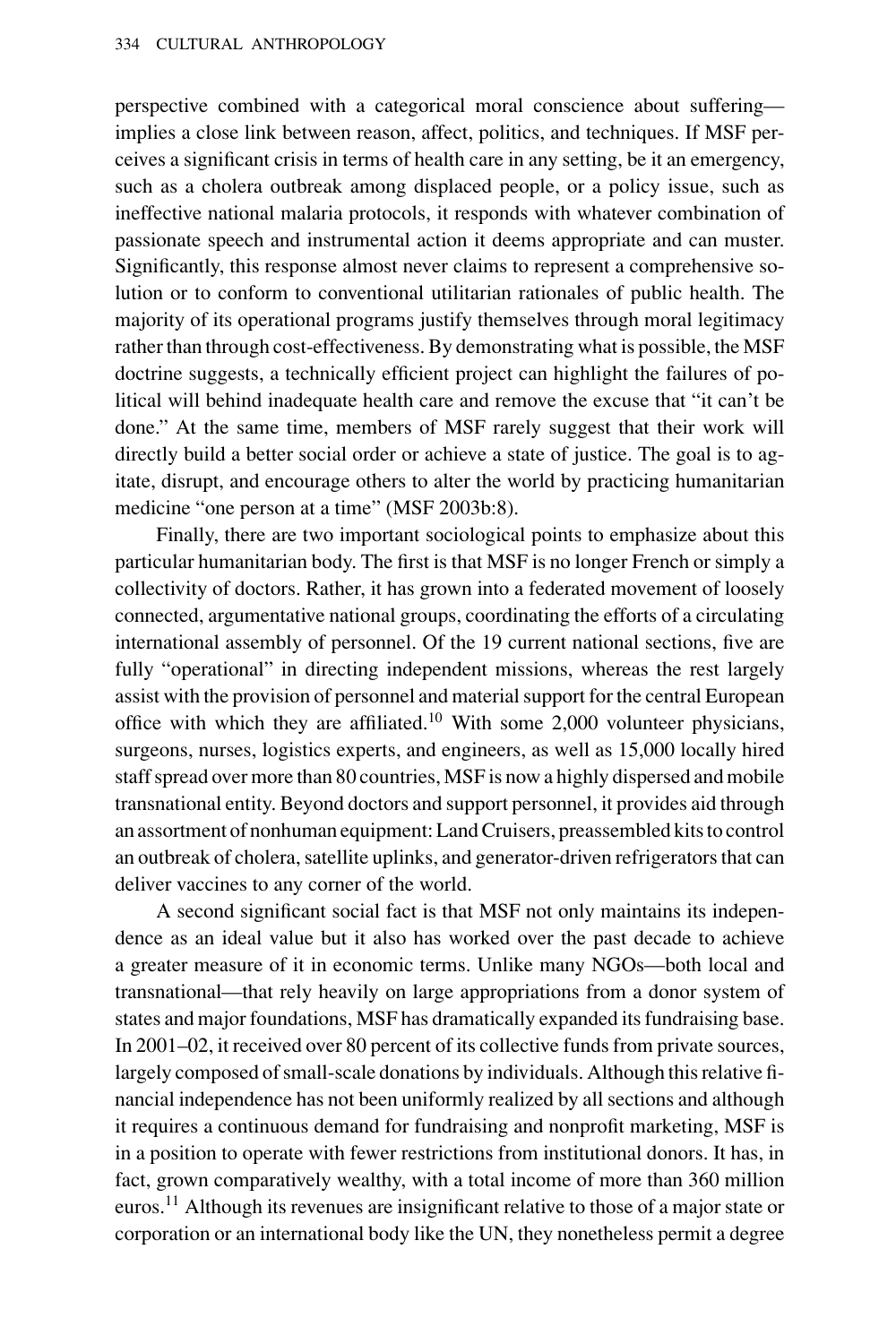perspective combined with a categorical moral conscience about suffering—implies a close link between reason, affect, politics, and techniques. If MSF perceives a significant crisis in terms of health care in any setting, be it an emergency, such as a cholera outbreak among displaced people, or a policy issue, such as ineffective national malaria protocols, it responds with whatever combination of passionate speech and instrumental action it deems appropriate and can muster. Significantly, this response almost never claims to represent a comprehensive solution or to conform to conventional utilitarian rationales of public health. The majority of its operational programs justify themselves through moral legitimacy rather than through cost-effectiveness. By demonstrating what is possible, the MSF doctrine suggests, a technically efficient project can highlight the failures of political will behind inadequate health care and remove the excuse that "it can't be done." At the same time, members of MSF rarely suggest that their work will directly build a better social order or achieve a state of justice. The goal is to agitate, disrupt, and encourage others to alter the world by practicing humanitarian medicine "one person at a time" (MSF 2003b:8).

Finally, there are two important sociological points to emphasize about this particular humanitarian body. The first is that MSF is no longer French or simply a collectivity of doctors. Rather, it has grown into a federated movement of loosely connected, argumentative national groups, coordinating the efforts of a circulating international assembly of personnel. Of the 19 current national sections, five are fully "operational" in directing independent missions, whereas the rest largely assist with the provision of personnel and material support for the central European office with which they are affiliated.[10] With some 2,000 volunteer physicians, surgeons, nurses, logistics experts, and engineers, as well as 15,000 locally hired staff spread over more than 80 countries, MSF is now a highly dispersed and mobile transnational entity. Beyond doctors and support personnel, it provides aid through an assortment of nonhuman equipment: Land Cruisers, preassembled kits to control an outbreak of cholera, satellite uplinks, and generator-driven refrigerators that can deliver vaccines to any corner of the world.

A second significant social fact is that MSF not only maintains its independence as an ideal value but it also has worked over the past decade to achieve a greater measure of it in economic terms. Unlike many NGOs—both local and transnational—that rely heavily on large appropriations from a donor system of states and major foundations, MSF has dramatically expanded its fundraising base. In 2001–02, it received over 80 percent of its collective funds from private sources, largely composed of small-scale donations by individuals. Although this relative financial independence has not been uniformly realized by all sections and although it requires a continuous demand for fundraising and nonprofit marketing, MSF is in a position to operate with fewer restrictions from institutional donors. It has, in fact, grown comparatively wealthy, with a total income of more than 360 million euros.[11] Although its revenues are insignificant relative to those of a major state or corporation or an international body like the UN, they nonetheless permit a degree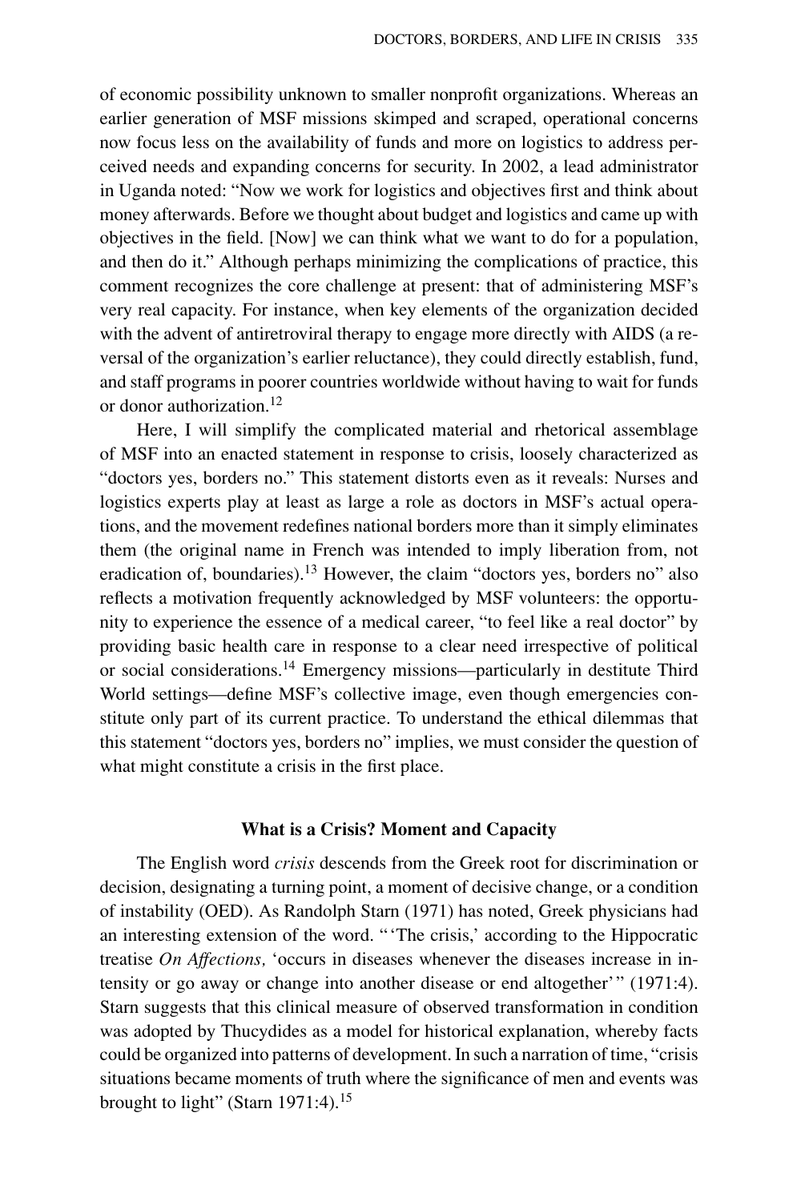of economic possibility unknown to smaller nonprofit organizations. Whereas an earlier generation of MSF missions skimped and scraped, operational concerns now focus less on the availability of funds and more on logistics to address perceived needs and expanding concerns for security. In 2002, a lead administrator in Uganda noted: "Now we work for logistics and objectives first and think about money afterwards. Before we thought about budget and logistics and came up with objectives in the field. [Now] we can think what we want to do for a population, and then do it." Although perhaps minimizing the complications of practice, this comment recognizes the core challenge at present: that of administering MSF's very real capacity. For instance, when key elements of the organization decided with the advent of antiretroviral therapy to engage more directly with AIDS (a reversal of the organization's earlier reluctance), they could directly establish, fund, and staff programs in poorer countries worldwide without having to wait for funds or donor authorization.[12]

Here, I will simplify the complicated material and rhetorical assemblage of MSF into an enacted statement in response to crisis, loosely characterized as "doctors yes, borders no." This statement distorts even as it reveals: Nurses and logistics experts play at least as large a role as doctors in MSF's actual operations, and the movement redefines national borders more than it simply eliminates them (the original name in French was intended to imply liberation from, not eradication of, boundaries).[13] However, the claim "doctors yes, borders no" also reflects a motivation frequently acknowledged by MSF volunteers: the opportunity to experience the essence of a medical career, "to feel like a real doctor" by providing basic health care in response to a clear need irrespective of political or social considerations.[14] Emergency missions—particularly in destitute Third World settings—define MSF's collective image, even though emergencies constitute only part of its current practice. To understand the ethical dilemmas that this statement "doctors yes, borders no" implies, we must consider the question of what might constitute a crisis in the first place.

## What is a Crisis? Moment and Capacity

The English word *crisis* descends from the Greek root for discrimination or decision, designating a turning point, a moment of decisive change, or a condition of instability (OED). As Randolph Starn (1971) has noted, Greek physicians had an interesting extension of the word. "'The crisis,' according to the Hippocratic treatise *On Affections,* 'occurs in diseases whenever the diseases increase in intensity or go away or change into another disease or end altogether'" (1971:4). Starn suggests that this clinical measure of observed transformation in condition was adopted by Thucydides as a model for historical explanation, whereby facts could be organized into patterns of development. In such a narration of time, "crisis situations became moments of truth where the significance of men and events was brought to light" (Starn 1971:4).[15]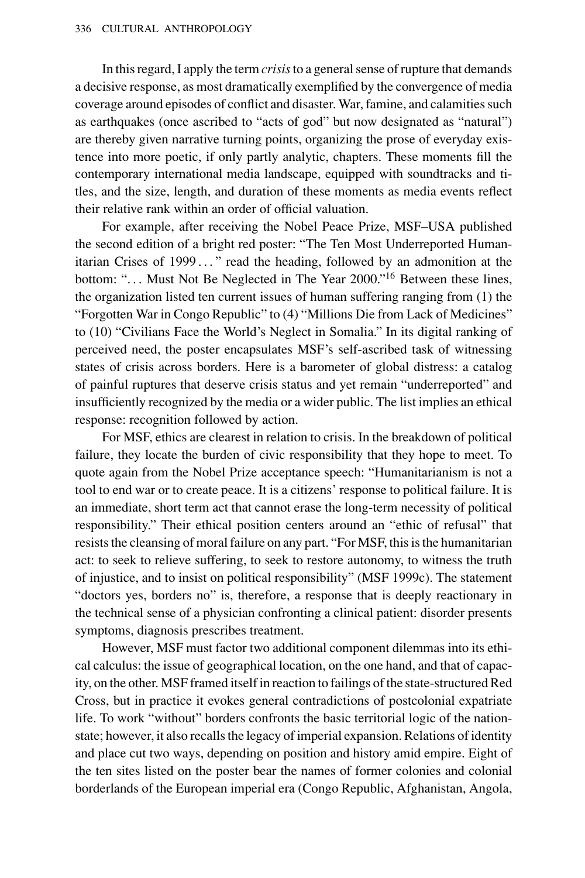In this regard, I apply the term *crisis* to a general sense of rupture that demands a decisive response, as most dramatically exemplified by the convergence of media coverage around episodes of conflict and disaster. War, famine, and calamities such as earthquakes (once ascribed to "acts of god" but now designated as "natural") are thereby given narrative turning points, organizing the prose of everyday existence into more poetic, if only partly analytic, chapters. These moments fill the contemporary international media landscape, equipped with soundtracks and titles, and the size, length, and duration of these moments as media events reflect their relative rank within an order of official valuation.

For example, after receiving the Nobel Peace Prize, MSF–USA published the second edition of a bright red poster: "The Ten Most Underreported Humanitarian Crises of 1999 . . . " read the heading, followed by an admonition at the bottom: ". . . Must Not Be Neglected in The Year 2000."[16] Between these lines, the organization listed ten current issues of human suffering ranging from (1) the "Forgotten War in Congo Republic" to (4) "Millions Die from Lack of Medicines" to (10) "Civilians Face the World's Neglect in Somalia." In its digital ranking of perceived need, the poster encapsulates MSF's self-ascribed task of witnessing states of crisis across borders. Here is a barometer of global distress: a catalog of painful ruptures that deserve crisis status and yet remain "underreported" and insufficiently recognized by the media or a wider public. The list implies an ethical response: recognition followed by action.

For MSF, ethics are clearest in relation to crisis. In the breakdown of political failure, they locate the burden of civic responsibility that they hope to meet. To quote again from the Nobel Prize acceptance speech: "Humanitarianism is not a tool to end war or to create peace. It is a citizens' response to political failure. It is an immediate, short term act that cannot erase the long-term necessity of political responsibility." Their ethical position centers around an "ethic of refusal" that resists the cleansing of moral failure on any part. "For MSF, this is the humanitarian act: to seek to relieve suffering, to seek to restore autonomy, to witness the truth of injustice, and to insist on political responsibility" (MSF 1999c). The statement "doctors yes, borders no" is, therefore, a response that is deeply reactionary in the technical sense of a physician confronting a clinical patient: disorder presents symptoms, diagnosis prescribes treatment.

However, MSF must factor two additional component dilemmas into its ethical calculus: the issue of geographical location, on the one hand, and that of capacity, on the other. MSF framed itself in reaction to failings of the state-structured Red Cross, but in practice it evokes general contradictions of postcolonial expatriate life. To work "without" borders confronts the basic territorial logic of the nation-state; however, it also recalls the legacy of imperial expansion. Relations of identity and place cut two ways, depending on position and history amid empire. Eight of the ten sites listed on the poster bear the names of former colonies and colonial borderlands of the European imperial era (Congo Republic, Afghanistan, Angola,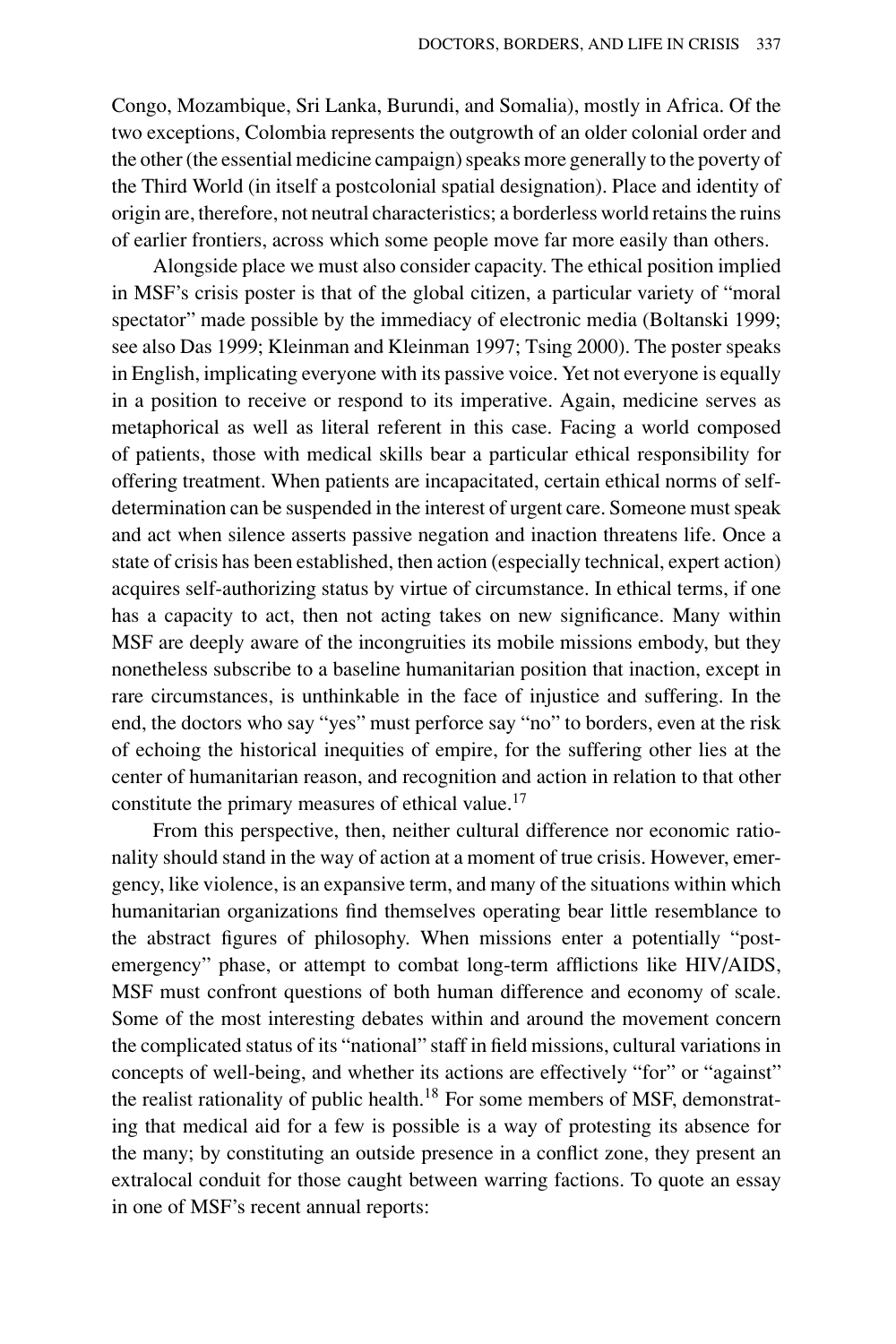Congo, Mozambique, Sri Lanka, Burundi, and Somalia), mostly in Africa. Of the two exceptions, Colombia represents the outgrowth of an older colonial order and the other (the essential medicine campaign) speaks more generally to the poverty of the Third World (in itself a postcolonial spatial designation). Place and identity of origin are, therefore, not neutral characteristics; a borderless world retains the ruins of earlier frontiers, across which some people move far more easily than others.

Alongside place we must also consider capacity. The ethical position implied in MSF's crisis poster is that of the global citizen, a particular variety of "moral spectator" made possible by the immediacy of electronic media (Boltanski 1999; see also Das 1999; Kleinman and Kleinman 1997; Tsing 2000). The poster speaks in English, implicating everyone with its passive voice. Yet not everyone is equally in a position to receive or respond to its imperative. Again, medicine serves as metaphorical as well as literal referent in this case. Facing a world composed of patients, those with medical skills bear a particular ethical responsibility for offering treatment. When patients are incapacitated, certain ethical norms of self-determination can be suspended in the interest of urgent care. Someone must speak and act when silence asserts passive negation and inaction threatens life. Once a state of crisis has been established, then action (especially technical, expert action) acquires self-authorizing status by virtue of circumstance. In ethical terms, if one has a capacity to act, then not acting takes on new significance. Many within MSF are deeply aware of the incongruities its mobile missions embody, but they nonetheless subscribe to a baseline humanitarian position that inaction, except in rare circumstances, is unthinkable in the face of injustice and suffering. In the end, the doctors who say "yes" must perforce say "no" to borders, even at the risk of echoing the historical inequities of empire, for the suffering other lies at the center of humanitarian reason, and recognition and action in relation to that other constitute the primary measures of ethical value.[17]

From this perspective, then, neither cultural difference nor economic rationality should stand in the way of action at a moment of true crisis. However, emergency, like violence, is an expansive term, and many of the situations within which humanitarian organizations find themselves operating bear little resemblance to the abstract figures of philosophy. When missions enter a potentially "post-emergency" phase, or attempt to combat long-term afflictions like HIV/AIDS, MSF must confront questions of both human difference and economy of scale. Some of the most interesting debates within and around the movement concern the complicated status of its "national" staff in field missions, cultural variations in concepts of well-being, and whether its actions are effectively "for" or "against" the realist rationality of public health.[18] For some members of MSF, demonstrating that medical aid for a few is possible is a way of protesting its absence for the many; by constituting an outside presence in a conflict zone, they present an extralocal conduit for those caught between warring factions. To quote an essay in one of MSF's recent annual reports: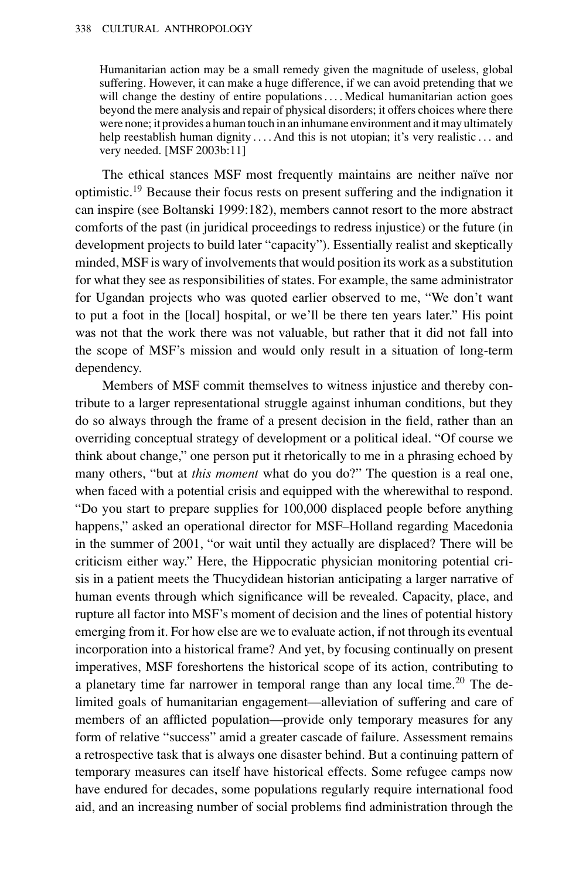> Humanitarian action may be a small remedy given the magnitude of useless, global suffering. However, it can make a huge difference, if we can avoid pretending that we will change the destiny of entire populations . . . . Medical humanitarian action goes beyond the mere analysis and repair of physical disorders; it offers choices where there were none; it provides a human touch in an inhumane environment and it may ultimately help reestablish human dignity . . . . And this is not utopian; it's very realistic . . . and very needed. [MSF 2003b:11]

The ethical stances MSF most frequently maintains are neither naïve nor optimistic.[19] Because their focus rests on present suffering and the indignation it can inspire (see Boltanski 1999:182), members cannot resort to the more abstract comforts of the past (in juridical proceedings to redress injustice) or the future (in development projects to build later "capacity"). Essentially realist and skeptically minded, MSF is wary of involvements that would position its work as a substitution for what they see as responsibilities of states. For example, the same administrator for Ugandan projects who was quoted earlier observed to me, "We don't want to put a foot in the [local] hospital, or we'll be there ten years later." His point was not that the work there was not valuable, but rather that it did not fall into the scope of MSF's mission and would only result in a situation of long-term dependency.

Members of MSF commit themselves to witness injustice and thereby contribute to a larger representational struggle against inhuman conditions, but they do so always through the frame of a present decision in the field, rather than an overriding conceptual strategy of development or a political ideal. "Of course we think about change," one person put it rhetorically to me in a phrasing echoed by many others, "but at *this moment* what do you do?" The question is a real one, when faced with a potential crisis and equipped with the wherewithal to respond. "Do you start to prepare supplies for 100,000 displaced people before anything happens," asked an operational director for MSF–Holland regarding Macedonia in the summer of 2001, "or wait until they actually are displaced? There will be criticism either way." Here, the Hippocratic physician monitoring potential crisis in a patient meets the Thucydidean historian anticipating a larger narrative of human events through which significance will be revealed. Capacity, place, and rupture all factor into MSF's moment of decision and the lines of potential history emerging from it. For how else are we to evaluate action, if not through its eventual incorporation into a historical frame? And yet, by focusing continually on present imperatives, MSF foreshortens the historical scope of its action, contributing to a planetary time far narrower in temporal range than any local time.[20] The delimited goals of humanitarian engagement—alleviation of suffering and care of members of an afflicted population—provide only temporary measures for any form of relative "success" amid a greater cascade of failure. Assessment remains a retrospective task that is always one disaster behind. But a continuing pattern of temporary measures can itself have historical effects. Some refugee camps now have endured for decades, some populations regularly require international food aid, and an increasing number of social problems find administration through the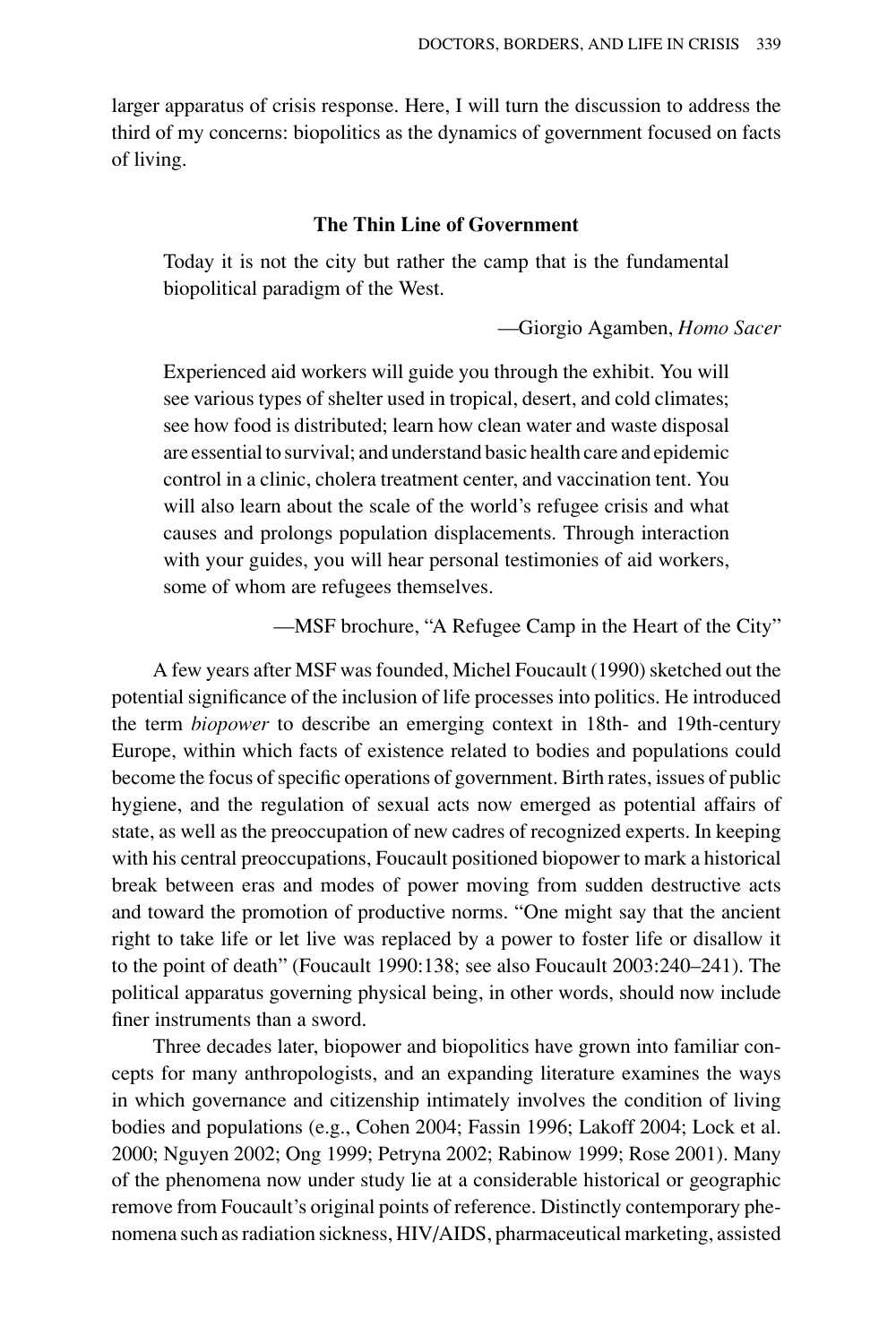larger apparatus of crisis response. Here, I will turn the discussion to address the third of my concerns: biopolitics as the dynamics of government focused on facts of living.

### The Thin Line of Government

> Today it is not the city but rather the camp that is the fundamental biopolitical paradigm of the West.
>
> —Giorgio Agamben, *Homo Sacer*

> Experienced aid workers will guide you through the exhibit. You will see various types of shelter used in tropical, desert, and cold climates; see how food is distributed; learn how clean water and waste disposal are essential to survival; and understand basic health care and epidemic control in a clinic, cholera treatment center, and vaccination tent. You will also learn about the scale of the world's refugee crisis and what causes and prolongs population displacements. Through interaction with your guides, you will hear personal testimonies of aid workers, some of whom are refugees themselves.
>
> —MSF brochure, "A Refugee Camp in the Heart of the City"

A few years after MSF was founded, Michel Foucault (1990) sketched out the potential significance of the inclusion of life processes into politics. He introduced the term *biopower* to describe an emerging context in 18th- and 19th-century Europe, within which facts of existence related to bodies and populations could become the focus of specific operations of government. Birth rates, issues of public hygiene, and the regulation of sexual acts now emerged as potential affairs of state, as well as the preoccupation of new cadres of recognized experts. In keeping with his central preoccupations, Foucault positioned biopower to mark a historical break between eras and modes of power moving from sudden destructive acts and toward the promotion of productive norms. "One might say that the ancient right to take life or let live was replaced by a power to foster life or disallow it to the point of death" (Foucault 1990:138; see also Foucault 2003:240–241). The political apparatus governing physical being, in other words, should now include finer instruments than a sword.

Three decades later, biopower and biopolitics have grown into familiar concepts for many anthropologists, and an expanding literature examines the ways in which governance and citizenship intimately involves the condition of living bodies and populations (e.g., Cohen 2004; Fassin 1996; Lakoff 2004; Lock et al. 2000; Nguyen 2002; Ong 1999; Petryna 2002; Rabinow 1999; Rose 2001). Many of the phenomena now under study lie at a considerable historical or geographic remove from Foucault's original points of reference. Distinctly contemporary phenomena such as radiation sickness, HIV/AIDS, pharmaceutical marketing, assisted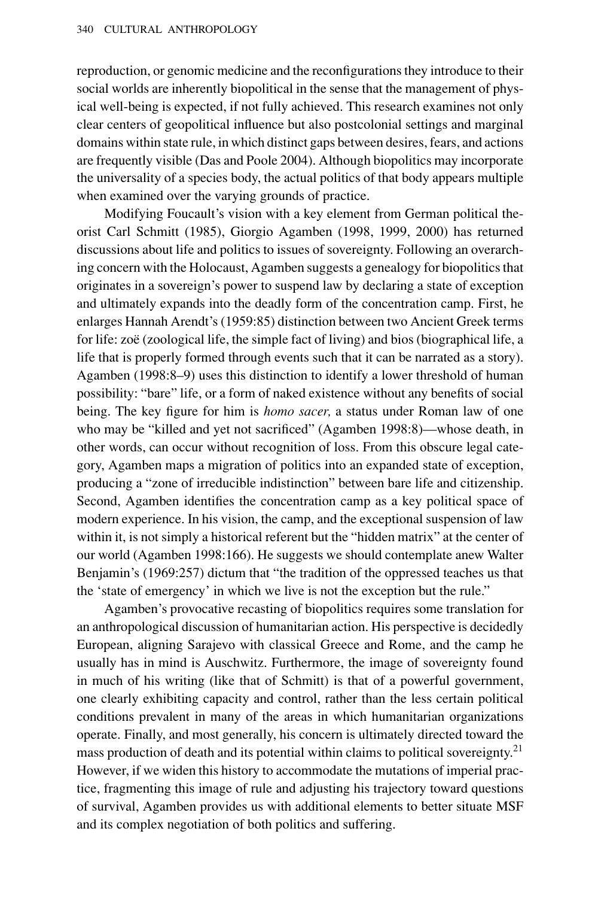reproduction, or genomic medicine and the reconfigurations they introduce to their social worlds are inherently biopolitical in the sense that the management of physical well-being is expected, if not fully achieved. This research examines not only clear centers of geopolitical influence but also postcolonial settings and marginal domains within state rule, in which distinct gaps between desires, fears, and actions are frequently visible (Das and Poole 2004). Although biopolitics may incorporate the universality of a species body, the actual politics of that body appears multiple when examined over the varying grounds of practice.

Modifying Foucault's vision with a key element from German political theorist Carl Schmitt (1985), Giorgio Agamben (1998, 1999, 2000) has returned discussions about life and politics to issues of sovereignty. Following an overarching concern with the Holocaust, Agamben suggests a genealogy for biopolitics that originates in a sovereign's power to suspend law by declaring a state of exception and ultimately expands into the deadly form of the concentration camp. First, he enlarges Hannah Arendt's (1959:85) distinction between two Ancient Greek terms for life: zoë (zoological life, the simple fact of living) and bios (biographical life, a life that is properly formed through events such that it can be narrated as a story). Agamben (1998:8–9) uses this distinction to identify a lower threshold of human possibility: "bare" life, or a form of naked existence without any benefits of social being. The key figure for him is *homo sacer,* a status under Roman law of one who may be "killed and yet not sacrificed" (Agamben 1998:8)—whose death, in other words, can occur without recognition of loss. From this obscure legal category, Agamben maps a migration of politics into an expanded state of exception, producing a "zone of irreducible indistinction" between bare life and citizenship. Second, Agamben identifies the concentration camp as a key political space of modern experience. In his vision, the camp, and the exceptional suspension of law within it, is not simply a historical referent but the "hidden matrix" at the center of our world (Agamben 1998:166). He suggests we should contemplate anew Walter Benjamin's (1969:257) dictum that "the tradition of the oppressed teaches us that the 'state of emergency' in which we live is not the exception but the rule."

Agamben's provocative recasting of biopolitics requires some translation for an anthropological discussion of humanitarian action. His perspective is decidedly European, aligning Sarajevo with classical Greece and Rome, and the camp he usually has in mind is Auschwitz. Furthermore, the image of sovereignty found in much of his writing (like that of Schmitt) is that of a powerful government, one clearly exhibiting capacity and control, rather than the less certain political conditions prevalent in many of the areas in which humanitarian organizations operate. Finally, and most generally, his concern is ultimately directed toward the mass production of death and its potential within claims to political sovereignty.[21] However, if we widen this history to accommodate the mutations of imperial practice, fragmenting this image of rule and adjusting his trajectory toward questions of survival, Agamben provides us with additional elements to better situate MSF and its complex negotiation of both politics and suffering.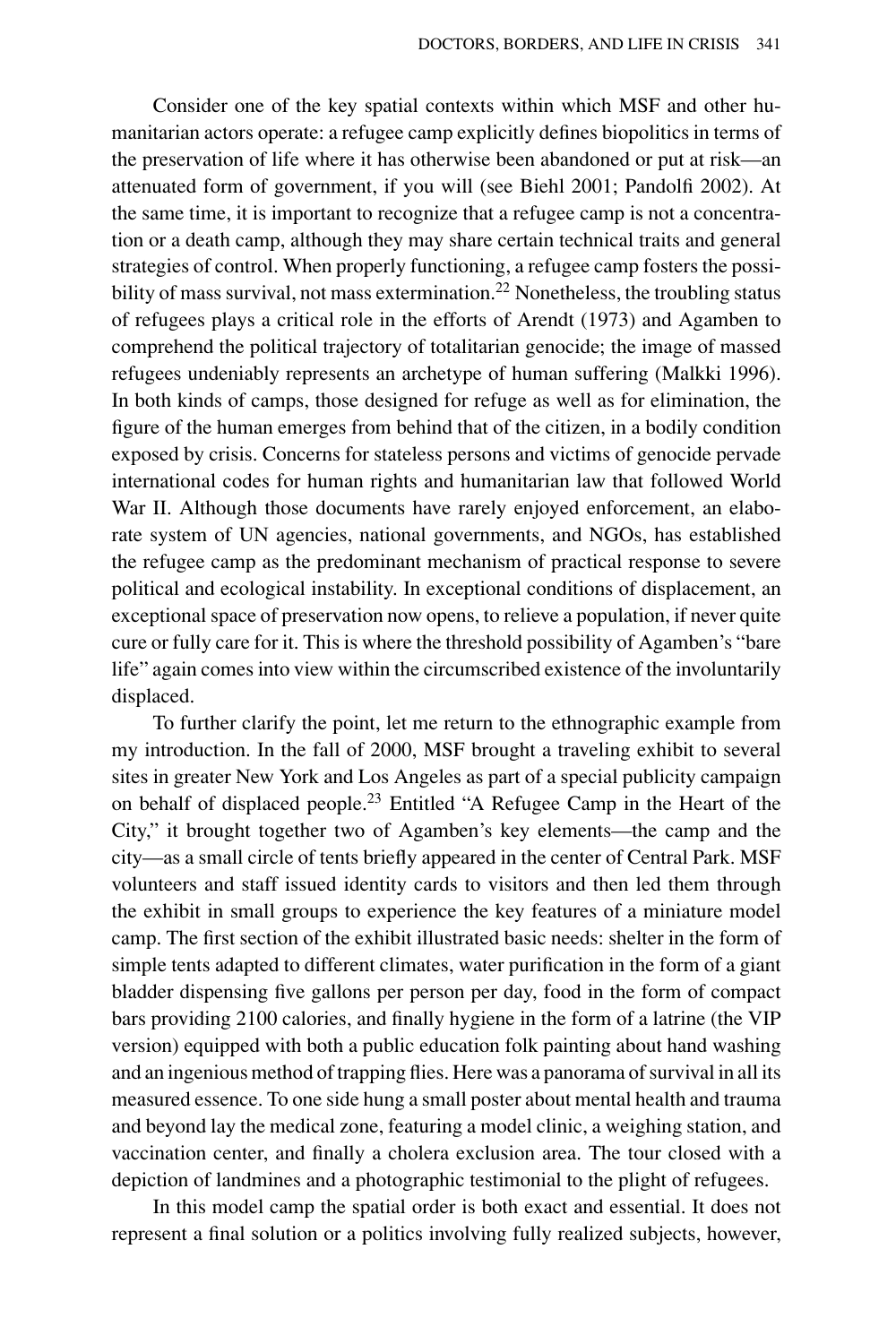Consider one of the key spatial contexts within which MSF and other humanitarian actors operate: a refugee camp explicitly defines biopolitics in terms of the preservation of life where it has otherwise been abandoned or put at risk—an attenuated form of government, if you will (see Biehl 2001; Pandolfi 2002). At the same time, it is important to recognize that a refugee camp is not a concentration or a death camp, although they may share certain technical traits and general strategies of control. When properly functioning, a refugee camp fosters the possibility of mass survival, not mass extermination.[22] Nonetheless, the troubling status of refugees plays a critical role in the efforts of Arendt (1973) and Agamben to comprehend the political trajectory of totalitarian genocide; the image of massed refugees undeniably represents an archetype of human suffering (Malkki 1996). In both kinds of camps, those designed for refuge as well as for elimination, the figure of the human emerges from behind that of the citizen, in a bodily condition exposed by crisis. Concerns for stateless persons and victims of genocide pervade international codes for human rights and humanitarian law that followed World War II. Although those documents have rarely enjoyed enforcement, an elaborate system of UN agencies, national governments, and NGOs, has established the refugee camp as the predominant mechanism of practical response to severe political and ecological instability. In exceptional conditions of displacement, an exceptional space of preservation now opens, to relieve a population, if never quite cure or fully care for it. This is where the threshold possibility of Agamben's "bare life" again comes into view within the circumscribed existence of the involuntarily displaced.

To further clarify the point, let me return to the ethnographic example from my introduction. In the fall of 2000, MSF brought a traveling exhibit to several sites in greater New York and Los Angeles as part of a special publicity campaign on behalf of displaced people.[23] Entitled "A Refugee Camp in the Heart of the City," it brought together two of Agamben's key elements—the camp and the city—as a small circle of tents briefly appeared in the center of Central Park. MSF volunteers and staff issued identity cards to visitors and then led them through the exhibit in small groups to experience the key features of a miniature model camp. The first section of the exhibit illustrated basic needs: shelter in the form of simple tents adapted to different climates, water purification in the form of a giant bladder dispensing five gallons per person per day, food in the form of compact bars providing 2100 calories, and finally hygiene in the form of a latrine (the VIP version) equipped with both a public education folk painting about hand washing and an ingenious method of trapping flies. Here was a panorama of survival in all its measured essence. To one side hung a small poster about mental health and trauma and beyond lay the medical zone, featuring a model clinic, a weighing station, and vaccination center, and finally a cholera exclusion area. The tour closed with a depiction of landmines and a photographic testimonial to the plight of refugees.

In this model camp the spatial order is both exact and essential. It does not represent a final solution or a politics involving fully realized subjects, however,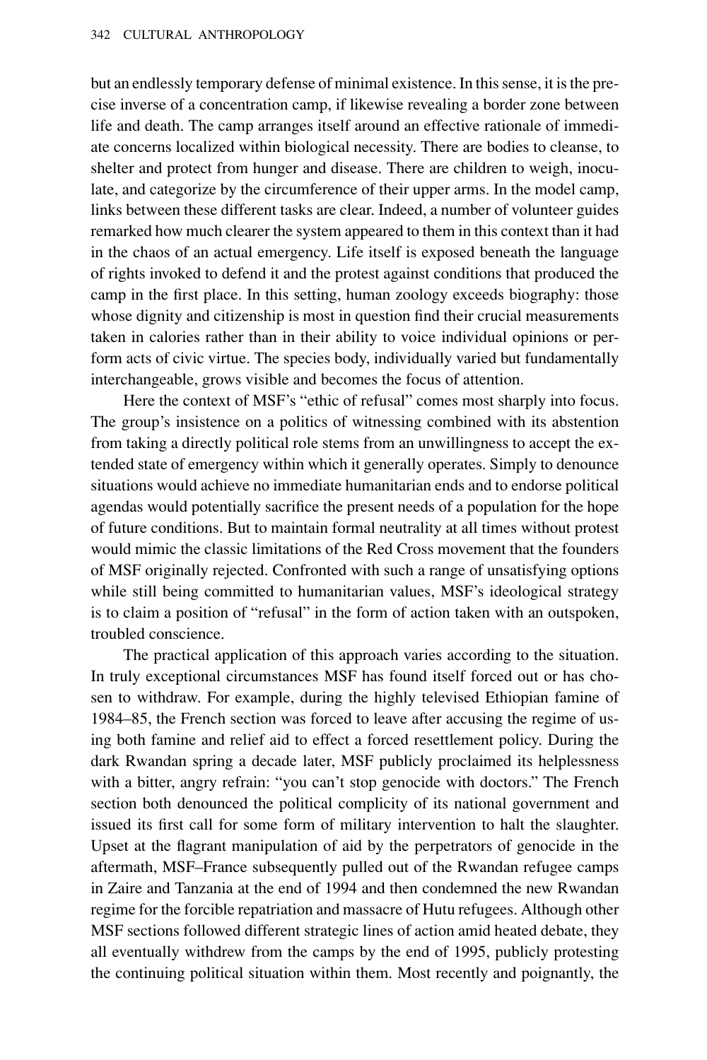but an endlessly temporary defense of minimal existence. In this sense, it is the precise inverse of a concentration camp, if likewise revealing a border zone between life and death. The camp arranges itself around an effective rationale of immediate concerns localized within biological necessity. There are bodies to cleanse, to shelter and protect from hunger and disease. There are children to weigh, inoculate, and categorize by the circumference of their upper arms. In the model camp, links between these different tasks are clear. Indeed, a number of volunteer guides remarked how much clearer the system appeared to them in this context than it had in the chaos of an actual emergency. Life itself is exposed beneath the language of rights invoked to defend it and the protest against conditions that produced the camp in the first place. In this setting, human zoology exceeds biography: those whose dignity and citizenship is most in question find their crucial measurements taken in calories rather than in their ability to voice individual opinions or perform acts of civic virtue. The species body, individually varied but fundamentally interchangeable, grows visible and becomes the focus of attention.

Here the context of MSF's "ethic of refusal" comes most sharply into focus. The group's insistence on a politics of witnessing combined with its abstention from taking a directly political role stems from an unwillingness to accept the extended state of emergency within which it generally operates. Simply to denounce situations would achieve no immediate humanitarian ends and to endorse political agendas would potentially sacrifice the present needs of a population for the hope of future conditions. But to maintain formal neutrality at all times without protest would mimic the classic limitations of the Red Cross movement that the founders of MSF originally rejected. Confronted with such a range of unsatisfying options while still being committed to humanitarian values, MSF's ideological strategy is to claim a position of "refusal" in the form of action taken with an outspoken, troubled conscience.

The practical application of this approach varies according to the situation. In truly exceptional circumstances MSF has found itself forced out or has chosen to withdraw. For example, during the highly televised Ethiopian famine of 1984–85, the French section was forced to leave after accusing the regime of using both famine and relief aid to effect a forced resettlement policy. During the dark Rwandan spring a decade later, MSF publicly proclaimed its helplessness with a bitter, angry refrain: "you can't stop genocide with doctors." The French section both denounced the political complicity of its national government and issued its first call for some form of military intervention to halt the slaughter. Upset at the flagrant manipulation of aid by the perpetrators of genocide in the aftermath, MSF–France subsequently pulled out of the Rwandan refugee camps in Zaire and Tanzania at the end of 1994 and then condemned the new Rwandan regime for the forcible repatriation and massacre of Hutu refugees. Although other MSF sections followed different strategic lines of action amid heated debate, they all eventually withdrew from the camps by the end of 1995, publicly protesting the continuing political situation within them. Most recently and poignantly, the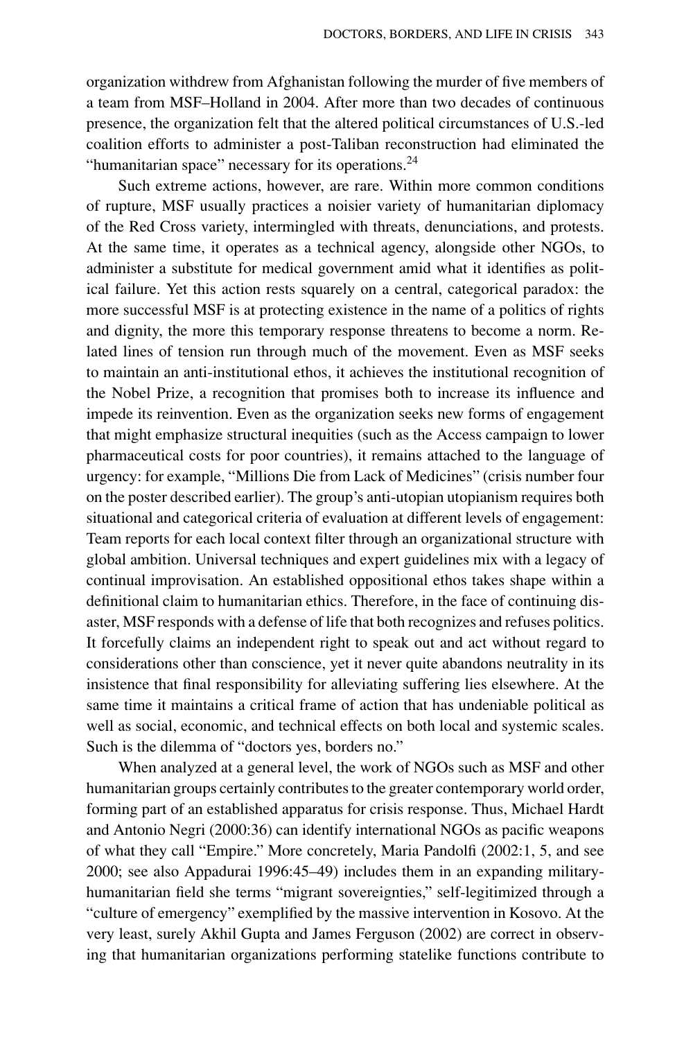organization withdrew from Afghanistan following the murder of five members of a team from MSF–Holland in 2004. After more than two decades of continuous presence, the organization felt that the altered political circumstances of U.S.-led coalition efforts to administer a post-Taliban reconstruction had eliminated the "humanitarian space" necessary for its operations.[24]

Such extreme actions, however, are rare. Within more common conditions of rupture, MSF usually practices a noisier variety of humanitarian diplomacy of the Red Cross variety, intermingled with threats, denunciations, and protests. At the same time, it operates as a technical agency, alongside other NGOs, to administer a substitute for medical government amid what it identifies as political failure. Yet this action rests squarely on a central, categorical paradox: the more successful MSF is at protecting existence in the name of a politics of rights and dignity, the more this temporary response threatens to become a norm. Related lines of tension run through much of the movement. Even as MSF seeks to maintain an anti-institutional ethos, it achieves the institutional recognition of the Nobel Prize, a recognition that promises both to increase its influence and impede its reinvention. Even as the organization seeks new forms of engagement that might emphasize structural inequities (such as the Access campaign to lower pharmaceutical costs for poor countries), it remains attached to the language of urgency: for example, "Millions Die from Lack of Medicines" (crisis number four on the poster described earlier). The group's anti-utopian utopianism requires both situational and categorical criteria of evaluation at different levels of engagement: Team reports for each local context filter through an organizational structure with global ambition. Universal techniques and expert guidelines mix with a legacy of continual improvisation. An established oppositional ethos takes shape within a definitional claim to humanitarian ethics. Therefore, in the face of continuing disaster, MSF responds with a defense of life that both recognizes and refuses politics. It forcefully claims an independent right to speak out and act without regard to considerations other than conscience, yet it never quite abandons neutrality in its insistence that final responsibility for alleviating suffering lies elsewhere. At the same time it maintains a critical frame of action that has undeniable political as well as social, economic, and technical effects on both local and systemic scales. Such is the dilemma of "doctors yes, borders no."

When analyzed at a general level, the work of NGOs such as MSF and other humanitarian groups certainly contributes to the greater contemporary world order, forming part of an established apparatus for crisis response. Thus, Michael Hardt and Antonio Negri (2000:36) can identify international NGOs as pacific weapons of what they call "Empire." More concretely, Maria Pandolfi (2002:1, 5, and see 2000; see also Appadurai 1996:45–49) includes them in an expanding military-humanitarian field she terms "migrant sovereignties," self-legitimized through a "culture of emergency" exemplified by the massive intervention in Kosovo. At the very least, surely Akhil Gupta and James Ferguson (2002) are correct in observing that humanitarian organizations performing statelike functions contribute to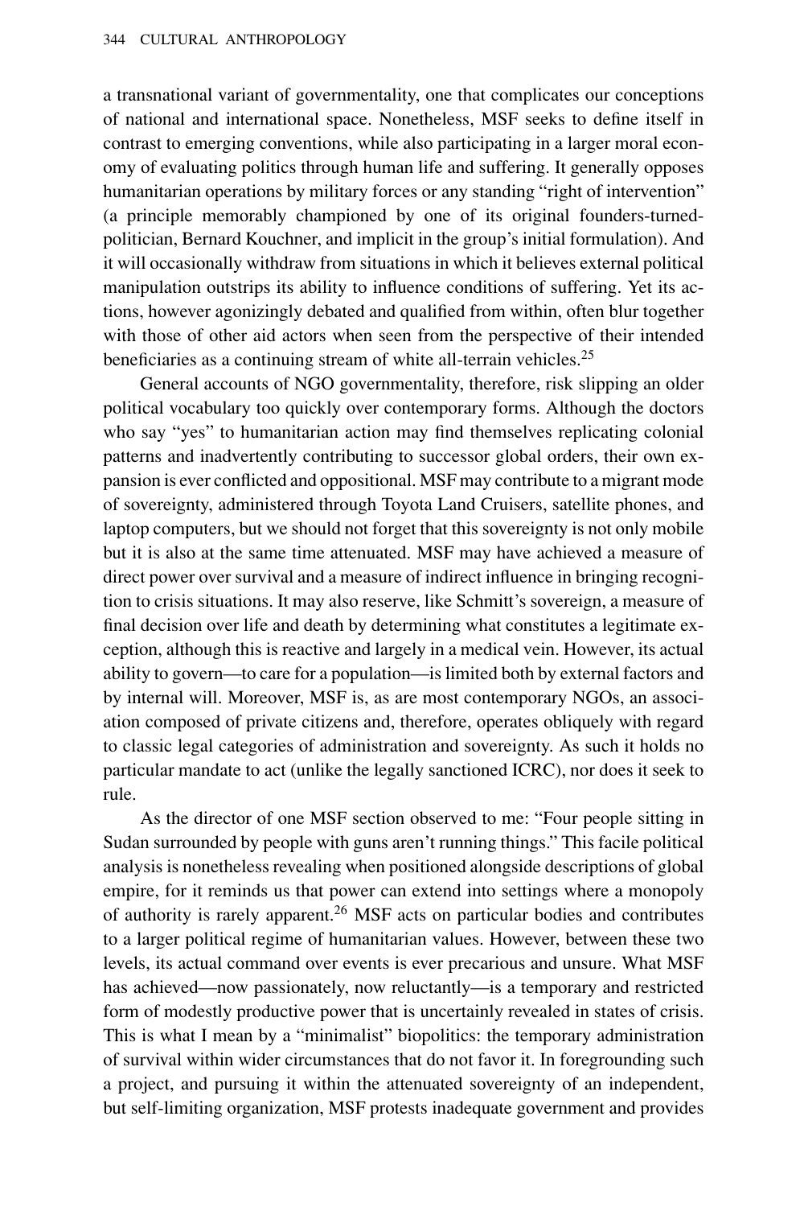a transnational variant of governmentality, one that complicates our conceptions of national and international space. Nonetheless, MSF seeks to define itself in contrast to emerging conventions, while also participating in a larger moral economy of evaluating politics through human life and suffering. It generally opposes humanitarian operations by military forces or any standing "right of intervention" (a principle memorably championed by one of its original founders-turned-politician, Bernard Kouchner, and implicit in the group's initial formulation). And it will occasionally withdraw from situations in which it believes external political manipulation outstrips its ability to influence conditions of suffering. Yet its actions, however agonizingly debated and qualified from within, often blur together with those of other aid actors when seen from the perspective of their intended beneficiaries as a continuing stream of white all-terrain vehicles.[25]

General accounts of NGO governmentality, therefore, risk slipping an older political vocabulary too quickly over contemporary forms. Although the doctors who say "yes" to humanitarian action may find themselves replicating colonial patterns and inadvertently contributing to successor global orders, their own expansion is ever conflicted and oppositional. MSF may contribute to a migrant mode of sovereignty, administered through Toyota Land Cruisers, satellite phones, and laptop computers, but we should not forget that this sovereignty is not only mobile but it is also at the same time attenuated. MSF may have achieved a measure of direct power over survival and a measure of indirect influence in bringing recognition to crisis situations. It may also reserve, like Schmitt's sovereign, a measure of final decision over life and death by determining what constitutes a legitimate exception, although this is reactive and largely in a medical vein. However, its actual ability to govern—to care for a population—is limited both by external factors and by internal will. Moreover, MSF is, as are most contemporary NGOs, an association composed of private citizens and, therefore, operates obliquely with regard to classic legal categories of administration and sovereignty. As such it holds no particular mandate to act (unlike the legally sanctioned ICRC), nor does it seek to rule.

As the director of one MSF section observed to me: "Four people sitting in Sudan surrounded by people with guns aren't running things." This facile political analysis is nonetheless revealing when positioned alongside descriptions of global empire, for it reminds us that power can extend into settings where a monopoly of authority is rarely apparent.[26] MSF acts on particular bodies and contributes to a larger political regime of humanitarian values. However, between these two levels, its actual command over events is ever precarious and unsure. What MSF has achieved—now passionately, now reluctantly—is a temporary and restricted form of modestly productive power that is uncertainly revealed in states of crisis. This is what I mean by a "minimalist" biopolitics: the temporary administration of survival within wider circumstances that do not favor it. In foregrounding such a project, and pursuing it within the attenuated sovereignty of an independent, but self-limiting organization, MSF protests inadequate government and provides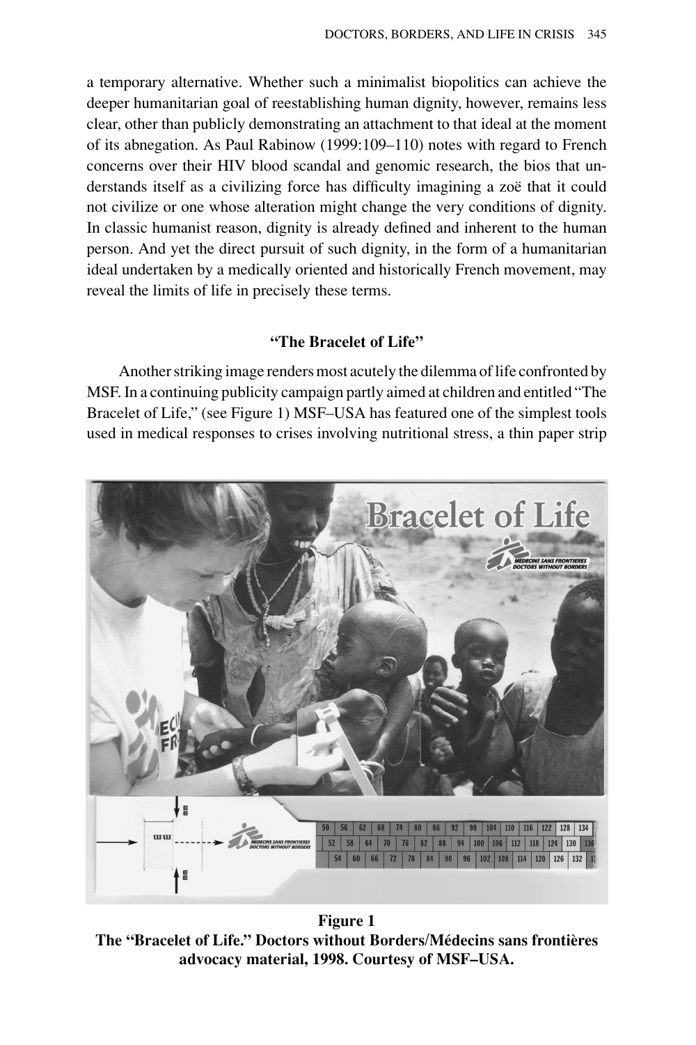a temporary alternative. Whether such a minimalist biopolitics can achieve the deeper humanitarian goal of reestablishing human dignity, however, remains less clear, other than publicly demonstrating an attachment to that ideal at the moment of its abnegation. As Paul Rabinow (1999:109–110) notes with regard to French concerns over their HIV blood scandal and genomic research, the bios that understands itself as a civilizing force has difficulty imagining a zoë that it could not civilize or one whose alteration might change the very conditions of dignity. In classic humanist reason, dignity is already defined and inherent to the human person. And yet the direct pursuit of such dignity, in the form of a humanitarian ideal undertaken by a medically oriented and historically French movement, may reveal the limits of life in precisely these terms.

### "The Bracelet of Life"

Another striking image renders most acutely the dilemma of life confronted by MSF. In a continuing publicity campaign partly aimed at children and entitled "The Bracelet of Life," (see Figure 1) MSF–USA has featured one of the simplest tools used in medical responses to crises involving nutritional stress, a thin paper strip

**Figure 1**
**The "Bracelet of Life." Doctors without Borders/Médecins sans frontières advocacy material, 1998. Courtesy of MSF–USA.**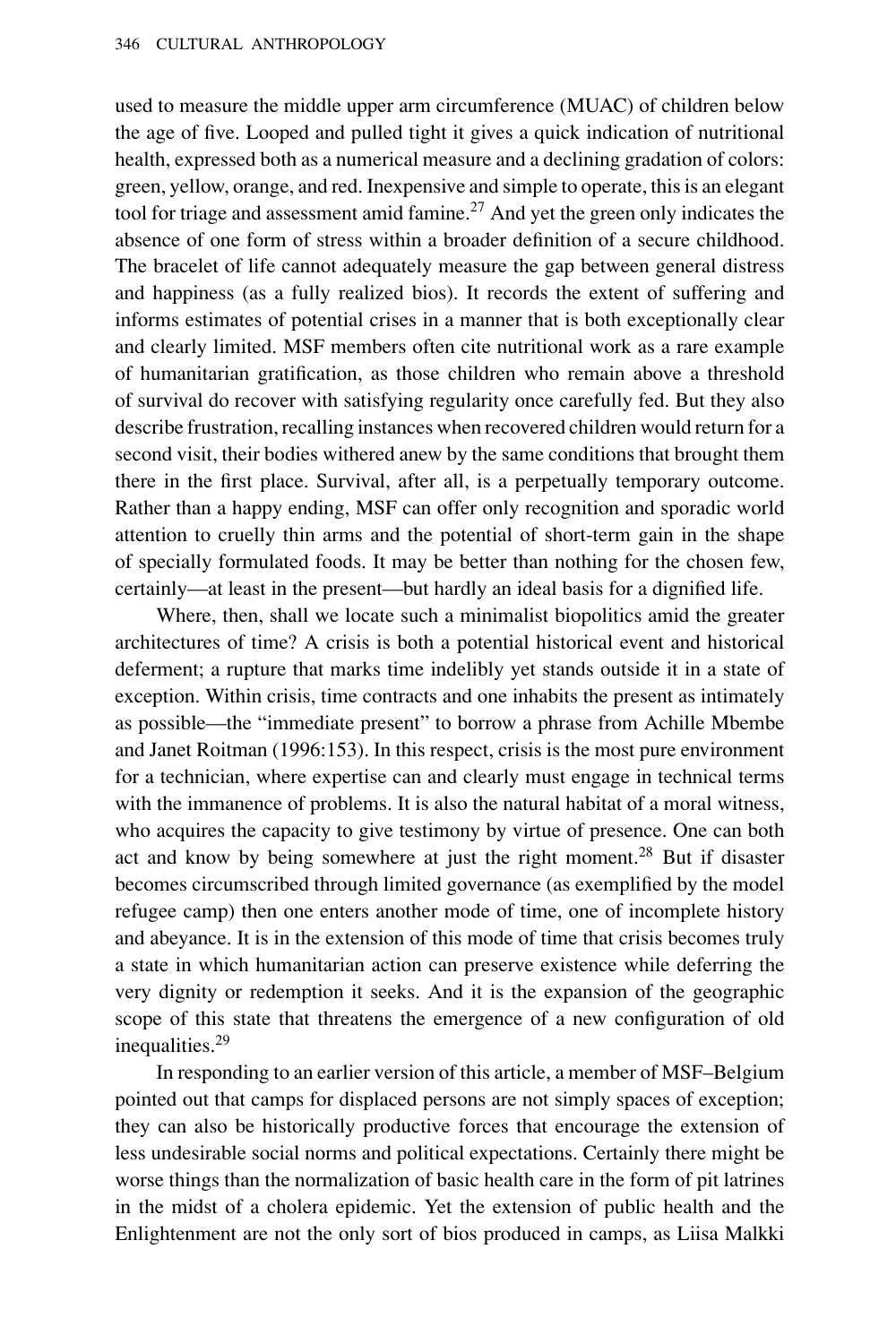used to measure the middle upper arm circumference (MUAC) of children below the age of five. Looped and pulled tight it gives a quick indication of nutritional health, expressed both as a numerical measure and a declining gradation of colors: green, yellow, orange, and red. Inexpensive and simple to operate, this is an elegant tool for triage and assessment amid famine.[27] And yet the green only indicates the absence of one form of stress within a broader definition of a secure childhood. The bracelet of life cannot adequately measure the gap between general distress and happiness (as a fully realized bios). It records the extent of suffering and informs estimates of potential crises in a manner that is both exceptionally clear and clearly limited. MSF members often cite nutritional work as a rare example of humanitarian gratification, as those children who remain above a threshold of survival do recover with satisfying regularity once carefully fed. But they also describe frustration, recalling instances when recovered children would return for a second visit, their bodies withered anew by the same conditions that brought them there in the first place. Survival, after all, is a perpetually temporary outcome. Rather than a happy ending, MSF can offer only recognition and sporadic world attention to cruelly thin arms and the potential of short-term gain in the shape of specially formulated foods. It may be better than nothing for the chosen few, certainly—at least in the present—but hardly an ideal basis for a dignified life.

Where, then, shall we locate such a minimalist biopolitics amid the greater architectures of time? A crisis is both a potential historical event and historical deferment; a rupture that marks time indelibly yet stands outside it in a state of exception. Within crisis, time contracts and one inhabits the present as intimately as possible—the "immediate present" to borrow a phrase from Achille Mbembe and Janet Roitman (1996:153). In this respect, crisis is the most pure environment for a technician, where expertise can and clearly must engage in technical terms with the immanence of problems. It is also the natural habitat of a moral witness, who acquires the capacity to give testimony by virtue of presence. One can both act and know by being somewhere at just the right moment.[28] But if disaster becomes circumscribed through limited governance (as exemplified by the model refugee camp) then one enters another mode of time, one of incomplete history and abeyance. It is in the extension of this mode of time that crisis becomes truly a state in which humanitarian action can preserve existence while deferring the very dignity or redemption it seeks. And it is the expansion of the geographic scope of this state that threatens the emergence of a new configuration of old inequalities.[29]

In responding to an earlier version of this article, a member of MSF–Belgium pointed out that camps for displaced persons are not simply spaces of exception; they can also be historically productive forces that encourage the extension of less undesirable social norms and political expectations. Certainly there might be worse things than the normalization of basic health care in the form of pit latrines in the midst of a cholera epidemic. Yet the extension of public health and the Enlightenment are not the only sort of bios produced in camps, as Liisa Malkki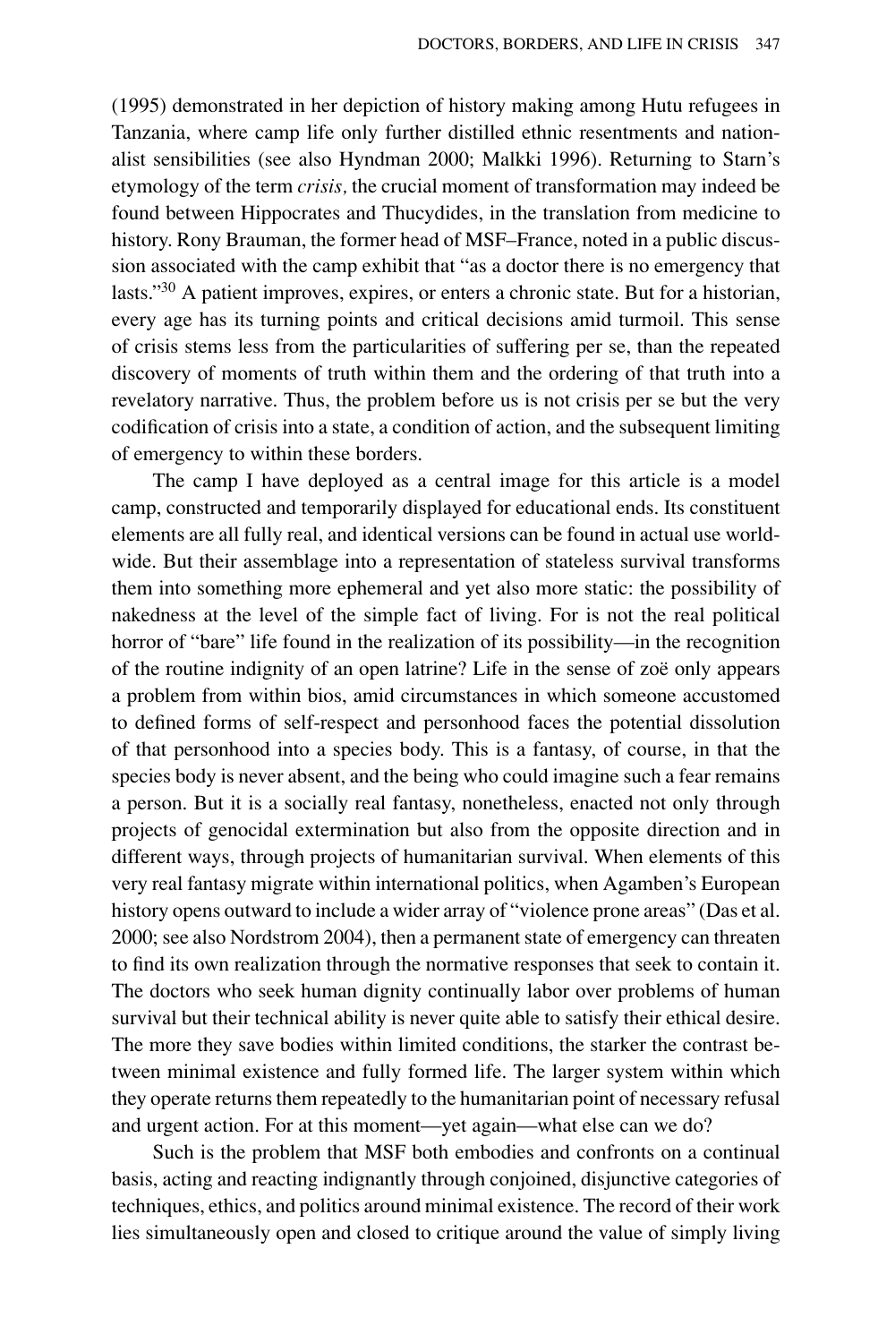(1995) demonstrated in her depiction of history making among Hutu refugees in Tanzania, where camp life only further distilled ethnic resentments and nationalist sensibilities (see also Hyndman 2000; Malkki 1996). Returning to Starn's etymology of the term *crisis,* the crucial moment of transformation may indeed be found between Hippocrates and Thucydides, in the translation from medicine to history. Rony Brauman, the former head of MSF–France, noted in a public discussion associated with the camp exhibit that "as a doctor there is no emergency that lasts."[30] A patient improves, expires, or enters a chronic state. But for a historian, every age has its turning points and critical decisions amid turmoil. This sense of crisis stems less from the particularities of suffering per se, than the repeated discovery of moments of truth within them and the ordering of that truth into a revelatory narrative. Thus, the problem before us is not crisis per se but the very codification of crisis into a state, a condition of action, and the subsequent limiting of emergency to within these borders.

The camp I have deployed as a central image for this article is a model camp, constructed and temporarily displayed for educational ends. Its constituent elements are all fully real, and identical versions can be found in actual use worldwide. But their assemblage into a representation of stateless survival transforms them into something more ephemeral and yet also more static: the possibility of nakedness at the level of the simple fact of living. For is not the real political horror of "bare" life found in the realization of its possibility—in the recognition of the routine indignity of an open latrine? Life in the sense of zoë only appears a problem from within bios, amid circumstances in which someone accustomed to defined forms of self-respect and personhood faces the potential dissolution of that personhood into a species body. This is a fantasy, of course, in that the species body is never absent, and the being who could imagine such a fear remains a person. But it is a socially real fantasy, nonetheless, enacted not only through projects of genocidal extermination but also from the opposite direction and in different ways, through projects of humanitarian survival. When elements of this very real fantasy migrate within international politics, when Agamben's European history opens outward to include a wider array of "violence prone areas" (Das et al. 2000; see also Nordstrom 2004), then a permanent state of emergency can threaten to find its own realization through the normative responses that seek to contain it. The doctors who seek human dignity continually labor over problems of human survival but their technical ability is never quite able to satisfy their ethical desire. The more they save bodies within limited conditions, the starker the contrast between minimal existence and fully formed life. The larger system within which they operate returns them repeatedly to the humanitarian point of necessary refusal and urgent action. For at this moment—yet again—what else can we do?

Such is the problem that MSF both embodies and confronts on a continual basis, acting and reacting indignantly through conjoined, disjunctive categories of techniques, ethics, and politics around minimal existence. The record of their work lies simultaneously open and closed to critique around the value of simply living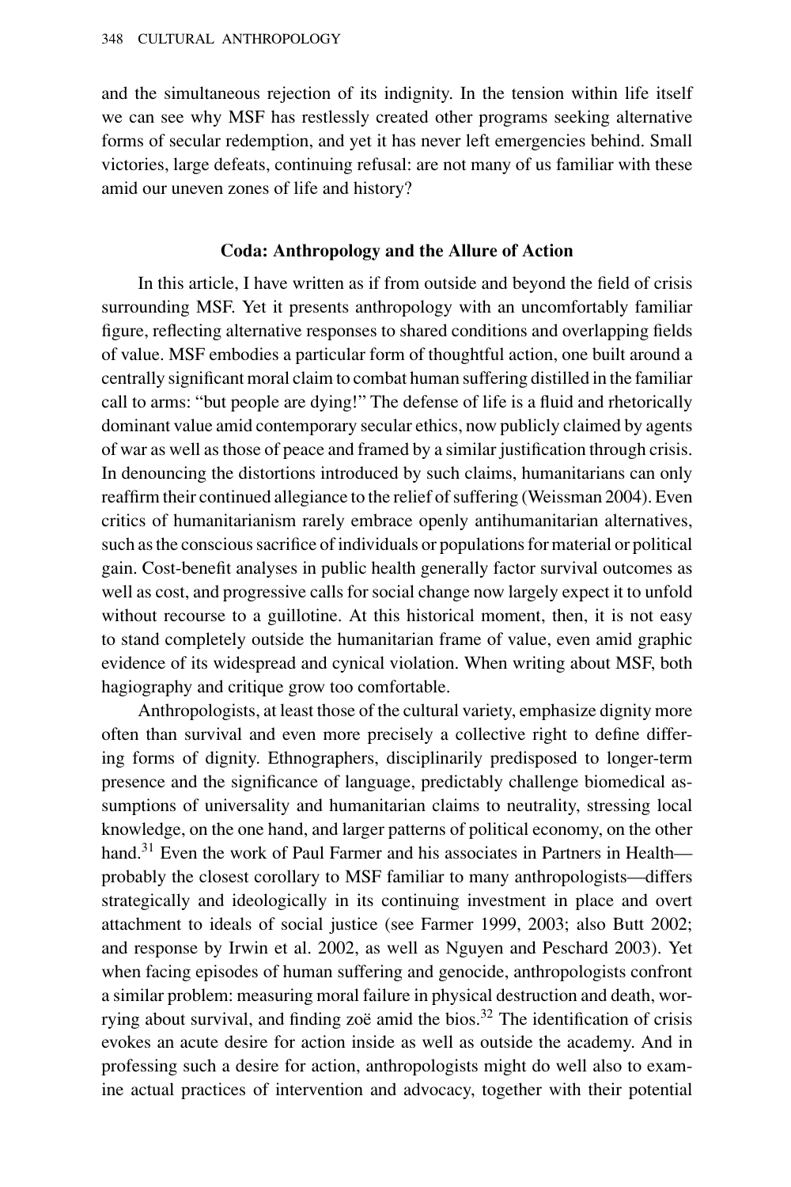and the simultaneous rejection of its indignity. In the tension within life itself we can see why MSF has restlessly created other programs seeking alternative forms of secular redemption, and yet it has never left emergencies behind. Small victories, large defeats, continuing refusal: are not many of us familiar with these amid our uneven zones of life and history?

## Coda: Anthropology and the Allure of Action

In this article, I have written as if from outside and beyond the field of crisis surrounding MSF. Yet it presents anthropology with an uncomfortably familiar figure, reflecting alternative responses to shared conditions and overlapping fields of value. MSF embodies a particular form of thoughtful action, one built around a centrally significant moral claim to combat human suffering distilled in the familiar call to arms: "but people are dying!" The defense of life is a fluid and rhetorically dominant value amid contemporary secular ethics, now publicly claimed by agents of war as well as those of peace and framed by a similar justification through crisis. In denouncing the distortions introduced by such claims, humanitarians can only reaffirm their continued allegiance to the relief of suffering (Weissman 2004). Even critics of humanitarianism rarely embrace openly antihumanitarian alternatives, such as the conscious sacrifice of individuals or populations for material or political gain. Cost-benefit analyses in public health generally factor survival outcomes as well as cost, and progressive calls for social change now largely expect it to unfold without recourse to a guillotine. At this historical moment, then, it is not easy to stand completely outside the humanitarian frame of value, even amid graphic evidence of its widespread and cynical violation. When writing about MSF, both hagiography and critique grow too comfortable.

Anthropologists, at least those of the cultural variety, emphasize dignity more often than survival and even more precisely a collective right to define differing forms of dignity. Ethnographers, disciplinarily predisposed to longer-term presence and the significance of language, predictably challenge biomedical assumptions of universality and humanitarian claims to neutrality, stressing local knowledge, on the one hand, and larger patterns of political economy, on the other hand.[31] Even the work of Paul Farmer and his associates in Partners in Health—probably the closest corollary to MSF familiar to many anthropologists—differs strategically and ideologically in its continuing investment in place and overt attachment to ideals of social justice (see Farmer 1999, 2003; also Butt 2002; and response by Irwin et al. 2002, as well as Nguyen and Peschard 2003). Yet when facing episodes of human suffering and genocide, anthropologists confront a similar problem: measuring moral failure in physical destruction and death, worrying about survival, and finding zoë amid the bios.[32] The identification of crisis evokes an acute desire for action inside as well as outside the academy. And in professing such a desire for action, anthropologists might do well also to examine actual practices of intervention and advocacy, together with their potential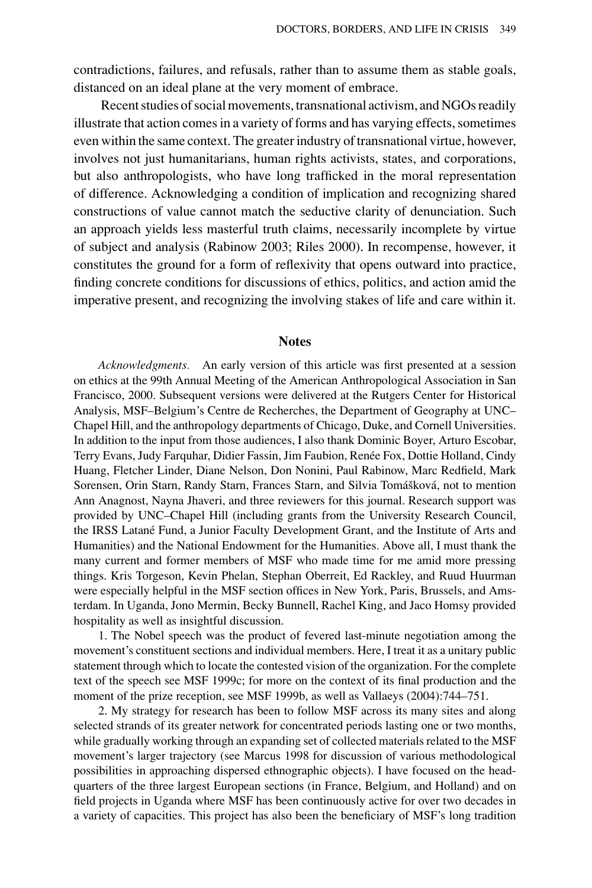contradictions, failures, and refusals, rather than to assume them as stable goals, distanced on an ideal plane at the very moment of embrace.

Recent studies of social movements, transnational activism, and NGOs readily illustrate that action comes in a variety of forms and has varying effects, sometimes even within the same context. The greater industry of transnational virtue, however, involves not just humanitarians, human rights activists, states, and corporations, but also anthropologists, who have long trafficked in the moral representation of difference. Acknowledging a condition of implication and recognizing shared constructions of value cannot match the seductive clarity of denunciation. Such an approach yields less masterful truth claims, necessarily incomplete by virtue of subject and analysis (Rabinow 2003; Riles 2000). In recompense, however, it constitutes the ground for a form of reflexivity that opens outward into practice, finding concrete conditions for discussions of ethics, politics, and action amid the imperative present, and recognizing the involving stakes of life and care within it.

## Notes

*Acknowledgments.* An early version of this article was first presented at a session on ethics at the 99th Annual Meeting of the American Anthropological Association in San Francisco, 2000. Subsequent versions were delivered at the Rutgers Center for Historical Analysis, MSF–Belgium's Centre de Recherches, the Department of Geography at UNC–Chapel Hill, and the anthropology departments of Chicago, Duke, and Cornell Universities. In addition to the input from those audiences, I also thank Dominic Boyer, Arturo Escobar, Terry Evans, Judy Farquhar, Didier Fassin, Jim Faubion, Renée Fox, Dottie Holland, Cindy Huang, Fletcher Linder, Diane Nelson, Don Nonini, Paul Rabinow, Marc Redfield, Mark Sorensen, Orin Starn, Randy Starn, Frances Starn, and Silvia Tomášková, not to mention Ann Anagnost, Nayna Jhaveri, and three reviewers for this journal. Research support was provided by UNC–Chapel Hill (including grants from the University Research Council, the IRSS Latané Fund, a Junior Faculty Development Grant, and the Institute of Arts and Humanities) and the National Endowment for the Humanities. Above all, I must thank the many current and former members of MSF who made time for me amid more pressing things. Kris Torgeson, Kevin Phelan, Stephan Oberreit, Ed Rackley, and Ruud Huurman were especially helpful in the MSF section offices in New York, Paris, Brussels, and Amsterdam. In Uganda, Jono Mermin, Becky Bunnell, Rachel King, and Jaco Homsy provided hospitality as well as insightful discussion.

1. The Nobel speech was the product of fevered last-minute negotiation among the movement's constituent sections and individual members. Here, I treat it as a unitary public statement through which to locate the contested vision of the organization. For the complete text of the speech see MSF 1999c; for more on the context of its final production and the moment of the prize reception, see MSF 1999b, as well as Vallaeys (2004):744–751.

2. My strategy for research has been to follow MSF across its many sites and along selected strands of its greater network for concentrated periods lasting one or two months, while gradually working through an expanding set of collected materials related to the MSF movement's larger trajectory (see Marcus 1998 for discussion of various methodological possibilities in approaching dispersed ethnographic objects). I have focused on the headquarters of the three largest European sections (in France, Belgium, and Holland) and on field projects in Uganda where MSF has been continuously active for over two decades in a variety of capacities. This project has also been the beneficiary of MSF's long tradition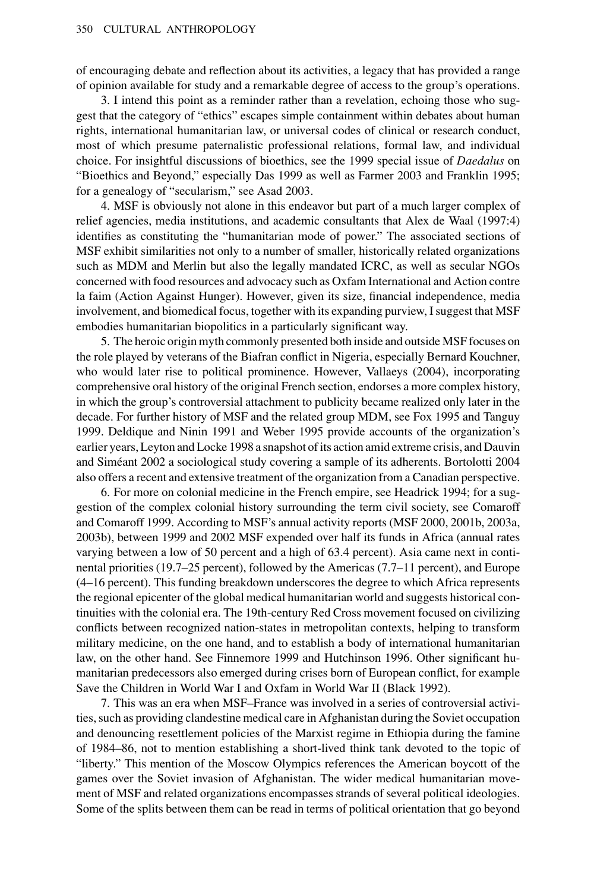of encouraging debate and reflection about its activities, a legacy that has provided a range of opinion available for study and a remarkable degree of access to the group's operations.

3. I intend this point as a reminder rather than a revelation, echoing those who suggest that the category of "ethics" escapes simple containment within debates about human rights, international humanitarian law, or universal codes of clinical or research conduct, most of which presume paternalistic professional relations, formal law, and individual choice. For insightful discussions of bioethics, see the 1999 special issue of *Daedalus* on "Bioethics and Beyond," especially Das 1999 as well as Farmer 2003 and Franklin 1995; for a genealogy of "secularism," see Asad 2003.

4. MSF is obviously not alone in this endeavor but part of a much larger complex of relief agencies, media institutions, and academic consultants that Alex de Waal (1997:4) identifies as constituting the "humanitarian mode of power." The associated sections of MSF exhibit similarities not only to a number of smaller, historically related organizations such as MDM and Merlin but also the legally mandated ICRC, as well as secular NGOs concerned with food resources and advocacy such as Oxfam International and Action contre la faim (Action Against Hunger). However, given its size, financial independence, media involvement, and biomedical focus, together with its expanding purview, I suggest that MSF embodies humanitarian biopolitics in a particularly significant way.

5. The heroic origin myth commonly presented both inside and outside MSF focuses on the role played by veterans of the Biafran conflict in Nigeria, especially Bernard Kouchner, who would later rise to political prominence. However, Vallaeys (2004), incorporating comprehensive oral history of the original French section, endorses a more complex history, in which the group's controversial attachment to publicity became realized only later in the decade. For further history of MSF and the related group MDM, see Fox 1995 and Tanguy 1999. Deldique and Ninin 1991 and Weber 1995 provide accounts of the organization's earlier years, Leyton and Locke 1998 a snapshot of its action amid extreme crisis, and Dauvin and Siméant 2002 a sociological study covering a sample of its adherents. Bortolotti 2004 also offers a recent and extensive treatment of the organization from a Canadian perspective.

6. For more on colonial medicine in the French empire, see Headrick 1994; for a suggestion of the complex colonial history surrounding the term civil society, see Comaroff and Comaroff 1999. According to MSF's annual activity reports (MSF 2000, 2001b, 2003a, 2003b), between 1999 and 2002 MSF expended over half its funds in Africa (annual rates varying between a low of 50 percent and a high of 63.4 percent). Asia came next in continental priorities (19.7–25 percent), followed by the Americas (7.7–11 percent), and Europe (4–16 percent). This funding breakdown underscores the degree to which Africa represents the regional epicenter of the global medical humanitarian world and suggests historical continuities with the colonial era. The 19th-century Red Cross movement focused on civilizing conflicts between recognized nation-states in metropolitan contexts, helping to transform military medicine, on the one hand, and to establish a body of international humanitarian law, on the other hand. See Finnemore 1999 and Hutchinson 1996. Other significant humanitarian predecessors also emerged during crises born of European conflict, for example Save the Children in World War I and Oxfam in World War II (Black 1992).

7. This was an era when MSF–France was involved in a series of controversial activities, such as providing clandestine medical care in Afghanistan during the Soviet occupation and denouncing resettlement policies of the Marxist regime in Ethiopia during the famine of 1984–86, not to mention establishing a short-lived think tank devoted to the topic of "liberty." This mention of the Moscow Olympics references the American boycott of the games over the Soviet invasion of Afghanistan. The wider medical humanitarian movement of MSF and related organizations encompasses strands of several political ideologies. Some of the splits between them can be read in terms of political orientation that go beyond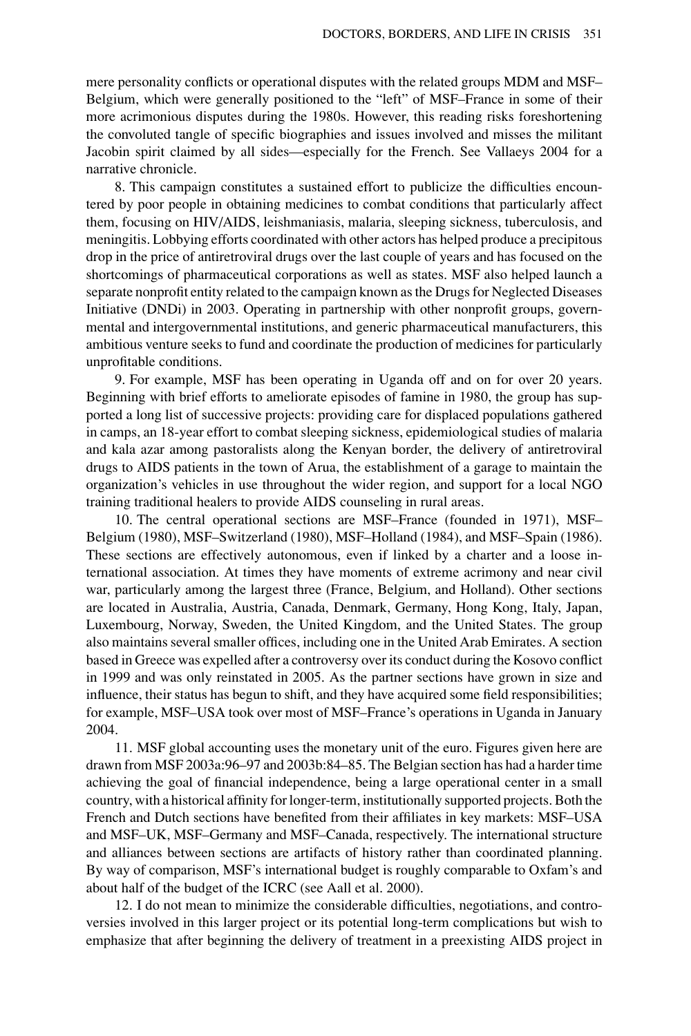mere personality conflicts or operational disputes with the related groups MDM and MSF–Belgium, which were generally positioned to the "left" of MSF–France in some of their more acrimonious disputes during the 1980s. However, this reading risks foreshortening the convoluted tangle of specific biographies and issues involved and misses the militant Jacobin spirit claimed by all sides—especially for the French. See Vallaeys 2004 for a narrative chronicle.

8. This campaign constitutes a sustained effort to publicize the difficulties encountered by poor people in obtaining medicines to combat conditions that particularly affect them, focusing on HIV/AIDS, leishmaniasis, malaria, sleeping sickness, tuberculosis, and meningitis. Lobbying efforts coordinated with other actors has helped produce a precipitous drop in the price of antiretroviral drugs over the last couple of years and has focused on the shortcomings of pharmaceutical corporations as well as states. MSF also helped launch a separate nonprofit entity related to the campaign known as the Drugs for Neglected Diseases Initiative (DNDi) in 2003. Operating in partnership with other nonprofit groups, governmental and intergovernmental institutions, and generic pharmaceutical manufacturers, this ambitious venture seeks to fund and coordinate the production of medicines for particularly unprofitable conditions.

9. For example, MSF has been operating in Uganda off and on for over 20 years. Beginning with brief efforts to ameliorate episodes of famine in 1980, the group has supported a long list of successive projects: providing care for displaced populations gathered in camps, an 18-year effort to combat sleeping sickness, epidemiological studies of malaria and kala azar among pastoralists along the Kenyan border, the delivery of antiretroviral drugs to AIDS patients in the town of Arua, the establishment of a garage to maintain the organization's vehicles in use throughout the wider region, and support for a local NGO training traditional healers to provide AIDS counseling in rural areas.

10. The central operational sections are MSF–France (founded in 1971), MSF–Belgium (1980), MSF–Switzerland (1980), MSF–Holland (1984), and MSF–Spain (1986). These sections are effectively autonomous, even if linked by a charter and a loose international association. At times they have moments of extreme acrimony and near civil war, particularly among the largest three (France, Belgium, and Holland). Other sections are located in Australia, Austria, Canada, Denmark, Germany, Hong Kong, Italy, Japan, Luxembourg, Norway, Sweden, the United Kingdom, and the United States. The group also maintains several smaller offices, including one in the United Arab Emirates. A section based in Greece was expelled after a controversy over its conduct during the Kosovo conflict in 1999 and was only reinstated in 2005. As the partner sections have grown in size and influence, their status has begun to shift, and they have acquired some field responsibilities; for example, MSF–USA took over most of MSF–France's operations in Uganda in January 2004.

11. MSF global accounting uses the monetary unit of the euro. Figures given here are drawn from MSF 2003a:96–97 and 2003b:84–85. The Belgian section has had a harder time achieving the goal of financial independence, being a large operational center in a small country, with a historical affinity for longer-term, institutionally supported projects. Both the French and Dutch sections have benefited from their affiliates in key markets: MSF–USA and MSF–UK, MSF–Germany and MSF–Canada, respectively. The international structure and alliances between sections are artifacts of history rather than coordinated planning. By way of comparison, MSF's international budget is roughly comparable to Oxfam's and about half of the budget of the ICRC (see Aall et al. 2000).

12. I do not mean to minimize the considerable difficulties, negotiations, and controversies involved in this larger project or its potential long-term complications but wish to emphasize that after beginning the delivery of treatment in a preexisting AIDS project in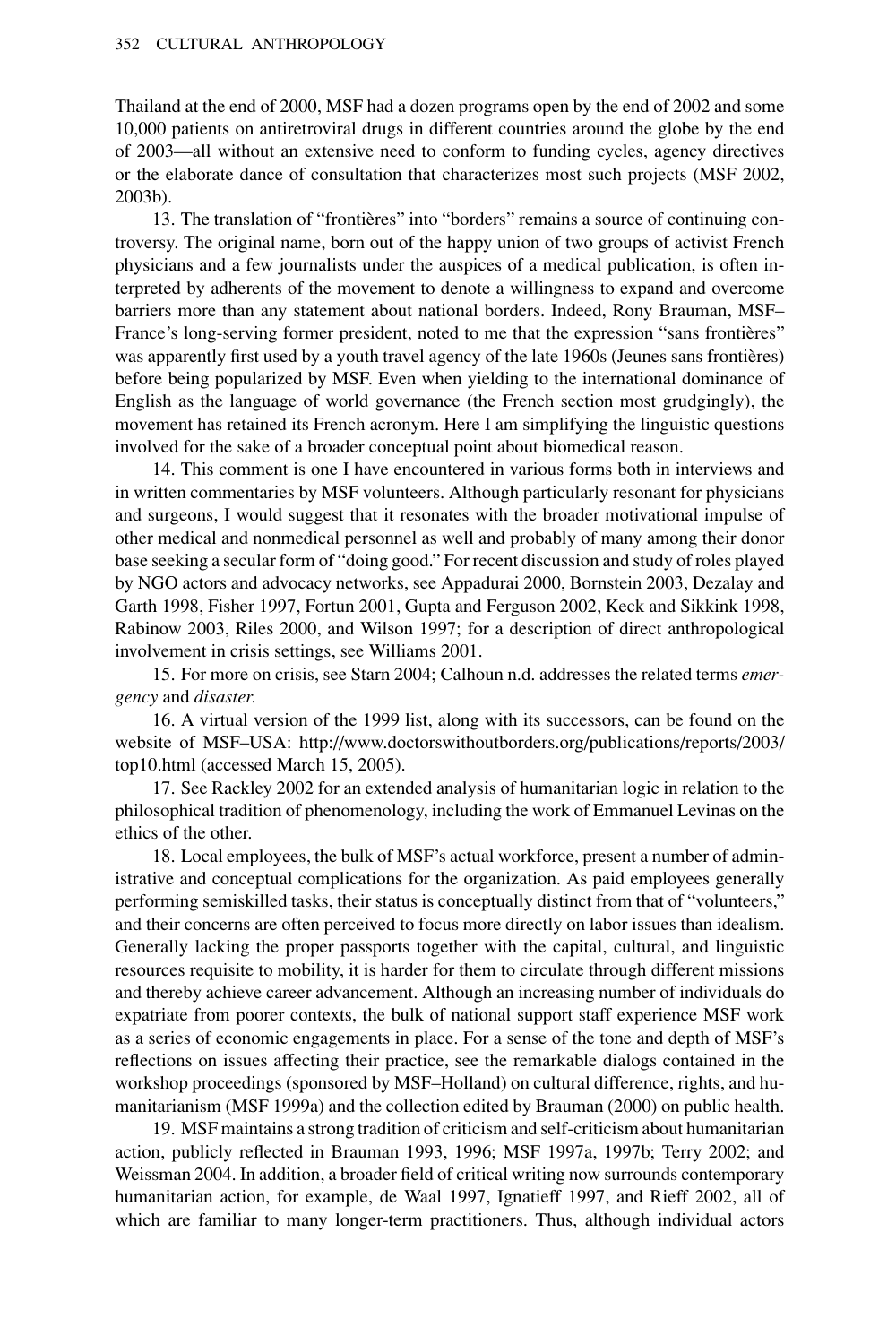Thailand at the end of 2000, MSF had a dozen programs open by the end of 2002 and some 10,000 patients on antiretroviral drugs in different countries around the globe by the end of 2003—all without an extensive need to conform to funding cycles, agency directives or the elaborate dance of consultation that characterizes most such projects (MSF 2002, 2003b).

13. The translation of "frontières" into "borders" remains a source of continuing controversy. The original name, born out of the happy union of two groups of activist French physicians and a few journalists under the auspices of a medical publication, is often interpreted by adherents of the movement to denote a willingness to expand and overcome barriers more than any statement about national borders. Indeed, Rony Brauman, MSF–France's long-serving former president, noted to me that the expression "sans frontières" was apparently first used by a youth travel agency of the late 1960s (Jeunes sans frontières) before being popularized by MSF. Even when yielding to the international dominance of English as the language of world governance (the French section most grudgingly), the movement has retained its French acronym. Here I am simplifying the linguistic questions involved for the sake of a broader conceptual point about biomedical reason.

14. This comment is one I have encountered in various forms both in interviews and in written commentaries by MSF volunteers. Although particularly resonant for physicians and surgeons, I would suggest that it resonates with the broader motivational impulse of other medical and nonmedical personnel as well and probably of many among their donor base seeking a secular form of "doing good." For recent discussion and study of roles played by NGO actors and advocacy networks, see Appadurai 2000, Bornstein 2003, Dezalay and Garth 1998, Fisher 1997, Fortun 2001, Gupta and Ferguson 2002, Keck and Sikkink 1998, Rabinow 2003, Riles 2000, and Wilson 1997; for a description of direct anthropological involvement in crisis settings, see Williams 2001.

15. For more on crisis, see Starn 2004; Calhoun n.d. addresses the related terms *emergency* and *disaster.*

16. A virtual version of the 1999 list, along with its successors, can be found on the website of MSF–USA: http://www.doctorswithoutborders.org/publications/reports/2003/top10.html (accessed March 15, 2005).

17. See Rackley 2002 for an extended analysis of humanitarian logic in relation to the philosophical tradition of phenomenology, including the work of Emmanuel Levinas on the ethics of the other.

18. Local employees, the bulk of MSF's actual workforce, present a number of administrative and conceptual complications for the organization. As paid employees generally performing semiskilled tasks, their status is conceptually distinct from that of "volunteers," and their concerns are often perceived to focus more directly on labor issues than idealism. Generally lacking the proper passports together with the capital, cultural, and linguistic resources requisite to mobility, it is harder for them to circulate through different missions and thereby achieve career advancement. Although an increasing number of individuals do expatriate from poorer contexts, the bulk of national support staff experience MSF work as a series of economic engagements in place. For a sense of the tone and depth of MSF's reflections on issues affecting their practice, see the remarkable dialogs contained in the workshop proceedings (sponsored by MSF–Holland) on cultural difference, rights, and humanitarianism (MSF 1999a) and the collection edited by Brauman (2000) on public health.

19. MSF maintains a strong tradition of criticism and self-criticism about humanitarian action, publicly reflected in Brauman 1993, 1996; MSF 1997a, 1997b; Terry 2002; and Weissman 2004. In addition, a broader field of critical writing now surrounds contemporary humanitarian action, for example, de Waal 1997, Ignatieff 1997, and Rieff 2002, all of which are familiar to many longer-term practitioners. Thus, although individual actors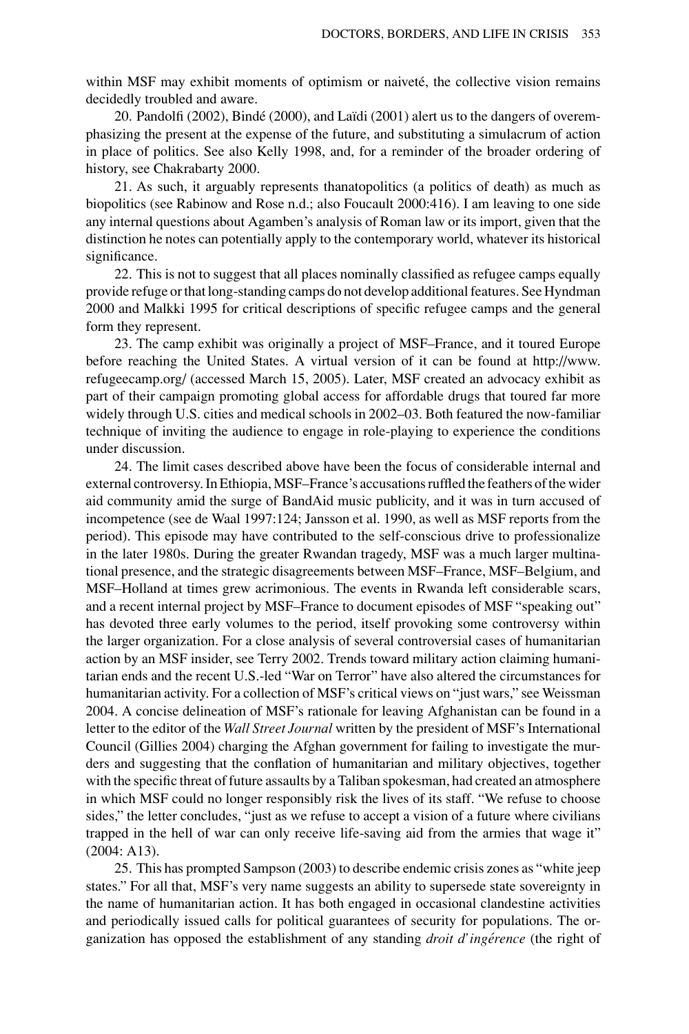within MSF may exhibit moments of optimism or naiveté, the collective vision remains decidedly troubled and aware.

20. Pandolfi (2002), Bindé (2000), and Laïdi (2001) alert us to the dangers of overemphasizing the present at the expense of the future, and substituting a simulacrum of action in place of politics. See also Kelly 1998, and, for a reminder of the broader ordering of history, see Chakrabarty 2000.

21. As such, it arguably represents thanatopolitics (a politics of death) as much as biopolitics (see Rabinow and Rose n.d.; also Foucault 2000:416). I am leaving to one side any internal questions about Agamben's analysis of Roman law or its import, given that the distinction he notes can potentially apply to the contemporary world, whatever its historical significance.

22. This is not to suggest that all places nominally classified as refugee camps equally provide refuge or that long-standing camps do not develop additional features. See Hyndman 2000 and Malkki 1995 for critical descriptions of specific refugee camps and the general form they represent.

23. The camp exhibit was originally a project of MSF–France, and it toured Europe before reaching the United States. A virtual version of it can be found at http://www.refugeecamp.org/ (accessed March 15, 2005). Later, MSF created an advocacy exhibit as part of their campaign promoting global access for affordable drugs that toured far more widely through U.S. cities and medical schools in 2002–03. Both featured the now-familiar technique of inviting the audience to engage in role-playing to experience the conditions under discussion.

24. The limit cases described above have been the focus of considerable internal and external controversy. In Ethiopia, MSF–France's accusations ruffled the feathers of the wider aid community amid the surge of BandAid music publicity, and it was in turn accused of incompetence (see de Waal 1997:124; Jansson et al. 1990, as well as MSF reports from the period). This episode may have contributed to the self-conscious drive to professionalize in the later 1980s. During the greater Rwandan tragedy, MSF was a much larger multinational presence, and the strategic disagreements between MSF–France, MSF–Belgium, and MSF–Holland at times grew acrimonious. The events in Rwanda left considerable scars, and a recent internal project by MSF–France to document episodes of MSF "speaking out" has devoted three early volumes to the period, itself provoking some controversy within the larger organization. For a close analysis of several controversial cases of humanitarian action by an MSF insider, see Terry 2002. Trends toward military action claiming humanitarian ends and the recent U.S.-led "War on Terror" have also altered the circumstances for humanitarian activity. For a collection of MSF's critical views on "just wars," see Weissman 2004. A concise delineation of MSF's rationale for leaving Afghanistan can be found in a letter to the editor of the *Wall Street Journal* written by the president of MSF's International Council (Gillies 2004) charging the Afghan government for failing to investigate the murders and suggesting that the conflation of humanitarian and military objectives, together with the specific threat of future assaults by a Taliban spokesman, had created an atmosphere in which MSF could no longer responsibly risk the lives of its staff. "We refuse to choose sides," the letter concludes, "just as we refuse to accept a vision of a future where civilians trapped in the hell of war can only receive life-saving aid from the armies that wage it" (2004: A13).

25. This has prompted Sampson (2003) to describe endemic crisis zones as "white jeep states." For all that, MSF's very name suggests an ability to supersede state sovereignty in the name of humanitarian action. It has both engaged in occasional clandestine activities and periodically issued calls for political guarantees of security for populations. The organization has opposed the establishment of any standing *droit d'ingérence* (the right of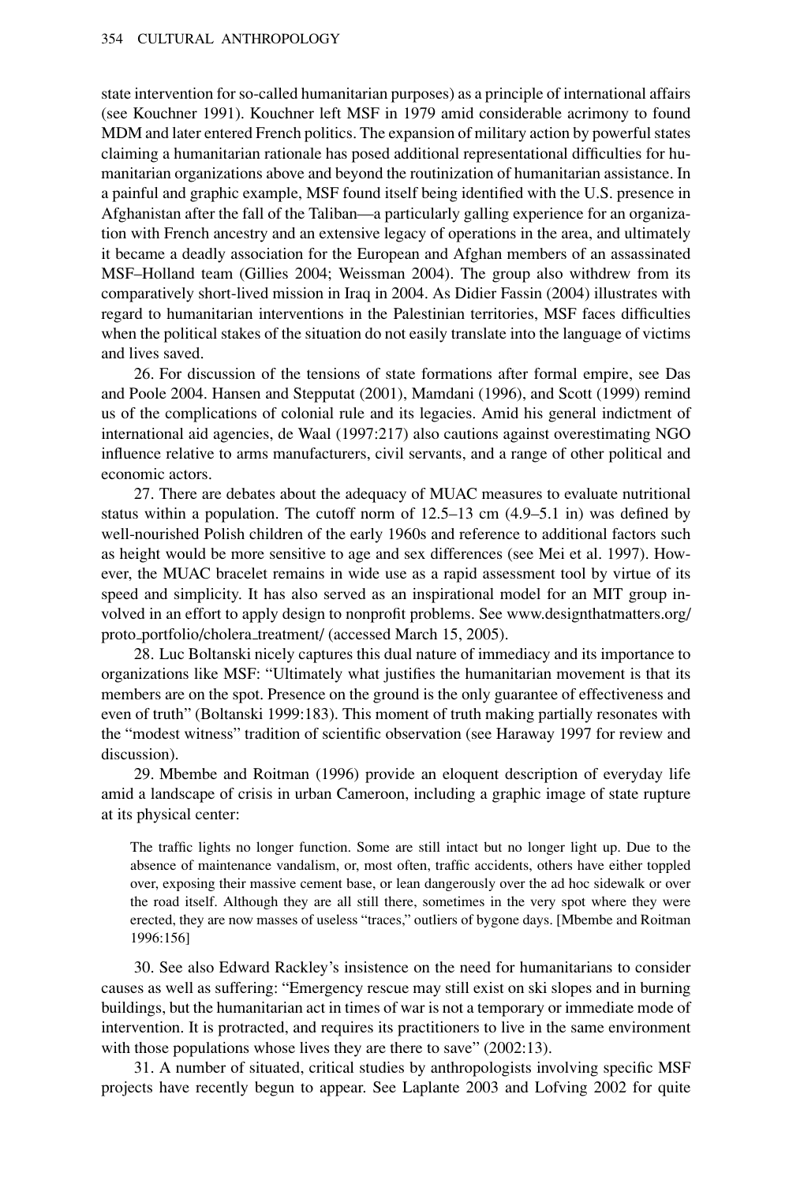state intervention for so-called humanitarian purposes) as a principle of international affairs (see Kouchner 1991). Kouchner left MSF in 1979 amid considerable acrimony to found MDM and later entered French politics. The expansion of military action by powerful states claiming a humanitarian rationale has posed additional representational difficulties for humanitarian organizations above and beyond the routinization of humanitarian assistance. In a painful and graphic example, MSF found itself being identified with the U.S. presence in Afghanistan after the fall of the Taliban—a particularly galling experience for an organization with French ancestry and an extensive legacy of operations in the area, and ultimately it became a deadly association for the European and Afghan members of an assassinated MSF–Holland team (Gillies 2004; Weissman 2004). The group also withdrew from its comparatively short-lived mission in Iraq in 2004. As Didier Fassin (2004) illustrates with regard to humanitarian interventions in the Palestinian territories, MSF faces difficulties when the political stakes of the situation do not easily translate into the language of victims and lives saved.

26. For discussion of the tensions of state formations after formal empire, see Das and Poole 2004. Hansen and Stepputat (2001), Mamdani (1996), and Scott (1999) remind us of the complications of colonial rule and its legacies. Amid his general indictment of international aid agencies, de Waal (1997:217) also cautions against overestimating NGO influence relative to arms manufacturers, civil servants, and a range of other political and economic actors.

27. There are debates about the adequacy of MUAC measures to evaluate nutritional status within a population. The cutoff norm of 12.5–13 cm (4.9–5.1 in) was defined by well-nourished Polish children of the early 1960s and reference to additional factors such as height would be more sensitive to age and sex differences (see Mei et al. 1997). However, the MUAC bracelet remains in wide use as a rapid assessment tool by virtue of its speed and simplicity. It has also served as an inspirational model for an MIT group involved in an effort to apply design to nonprofit problems. See www.designthatmatters.org/proto_portfolio/cholera_treatment/ (accessed March 15, 2005).

28. Luc Boltanski nicely captures this dual nature of immediacy and its importance to organizations like MSF: "Ultimately what justifies the humanitarian movement is that its members are on the spot. Presence on the ground is the only guarantee of effectiveness and even of truth" (Boltanski 1999:183). This moment of truth making partially resonates with the "modest witness" tradition of scientific observation (see Haraway 1997 for review and discussion).

29. Mbembe and Roitman (1996) provide an eloquent description of everyday life amid a landscape of crisis in urban Cameroon, including a graphic image of state rupture at its physical center:

> The traffic lights no longer function. Some are still intact but no longer light up. Due to the absence of maintenance vandalism, or, most often, traffic accidents, others have either toppled over, exposing their massive cement base, or lean dangerously over the ad hoc sidewalk or over the road itself. Although they are all still there, sometimes in the very spot where they were erected, they are now masses of useless "traces," outliers of bygone days. [Mbembe and Roitman 1996:156]

30. See also Edward Rackley's insistence on the need for humanitarians to consider causes as well as suffering: "Emergency rescue may still exist on ski slopes and in burning buildings, but the humanitarian act in times of war is not a temporary or immediate mode of intervention. It is protracted, and requires its practitioners to live in the same environment with those populations whose lives they are there to save" (2002:13).

31. A number of situated, critical studies by anthropologists involving specific MSF projects have recently begun to appear. See Laplante 2003 and Lofving 2002 for quite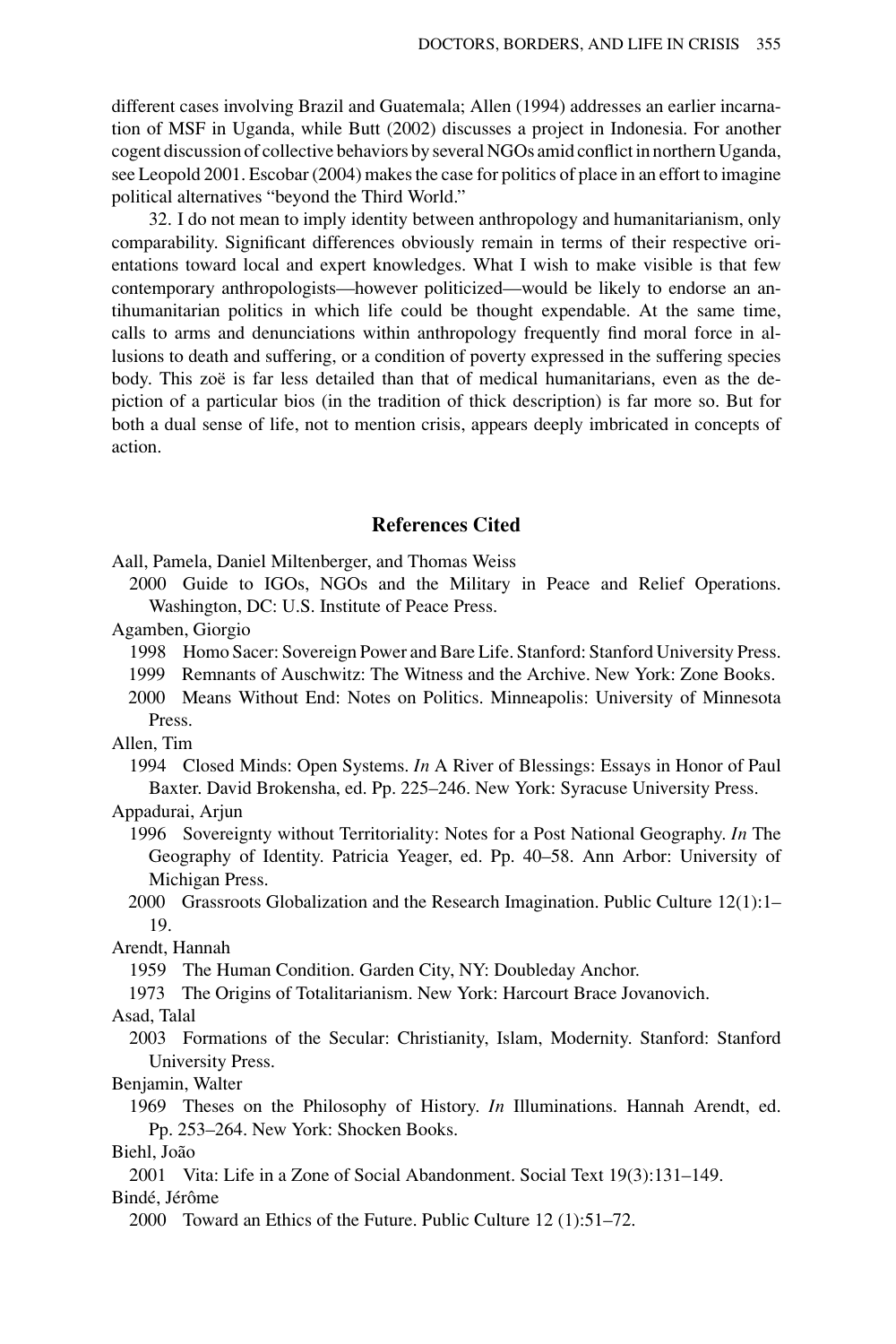different cases involving Brazil and Guatemala; Allen (1994) addresses an earlier incarnation of MSF in Uganda, while Butt (2002) discusses a project in Indonesia. For another cogent discussion of collective behaviors by several NGOs amid conflict in northern Uganda, see Leopold 2001. Escobar (2004) makes the case for politics of place in an effort to imagine political alternatives "beyond the Third World."

32. I do not mean to imply identity between anthropology and humanitarianism, only comparability. Significant differences obviously remain in terms of their respective orientations toward local and expert knowledges. What I wish to make visible is that few contemporary anthropologists—however politicized—would be likely to endorse an antihumanitarian politics in which life could be thought expendable. At the same time, calls to arms and denunciations within anthropology frequently find moral force in allusions to death and suffering, or a condition of poverty expressed in the suffering species body. This zoë is far less detailed than that of medical humanitarians, even as the depiction of a particular bios (in the tradition of thick description) is far more so. But for both a dual sense of life, not to mention crisis, appears deeply imbricated in concepts of action.

## References Cited

Aall, Pamela, Daniel Miltenberger, and Thomas Weiss

2000 Guide to IGOs, NGOs and the Military in Peace and Relief Operations. Washington, DC: U.S. Institute of Peace Press.

Agamben, Giorgio

1998 Homo Sacer: Sovereign Power and Bare Life. Stanford: Stanford University Press.

1999 Remnants of Auschwitz: The Witness and the Archive. New York: Zone Books.

2000 Means Without End: Notes on Politics. Minneapolis: University of Minnesota Press.

Allen, Tim

1994 Closed Minds: Open Systems. *In* A River of Blessings: Essays in Honor of Paul Baxter. David Brokensha, ed. Pp. 225–246. New York: Syracuse University Press.

Appadurai, Arjun

1996 Sovereignty without Territoriality: Notes for a Post National Geography. *In* The Geography of Identity. Patricia Yeager, ed. Pp. 40–58. Ann Arbor: University of Michigan Press.

2000 Grassroots Globalization and the Research Imagination. Public Culture 12(1):1–19.

Arendt, Hannah

1959 The Human Condition. Garden City, NY: Doubleday Anchor.

1973 The Origins of Totalitarianism. New York: Harcourt Brace Jovanovich.

Asad, Talal

2003 Formations of the Secular: Christianity, Islam, Modernity. Stanford: Stanford University Press.

Benjamin, Walter

1969 Theses on the Philosophy of History. *In* Illuminations. Hannah Arendt, ed. Pp. 253–264. New York: Shocken Books.

Biehl, João

2001 Vita: Life in a Zone of Social Abandonment. Social Text 19(3):131–149.

Bindé, Jérôme

2000 Toward an Ethics of the Future. Public Culture 12 (1):51–72.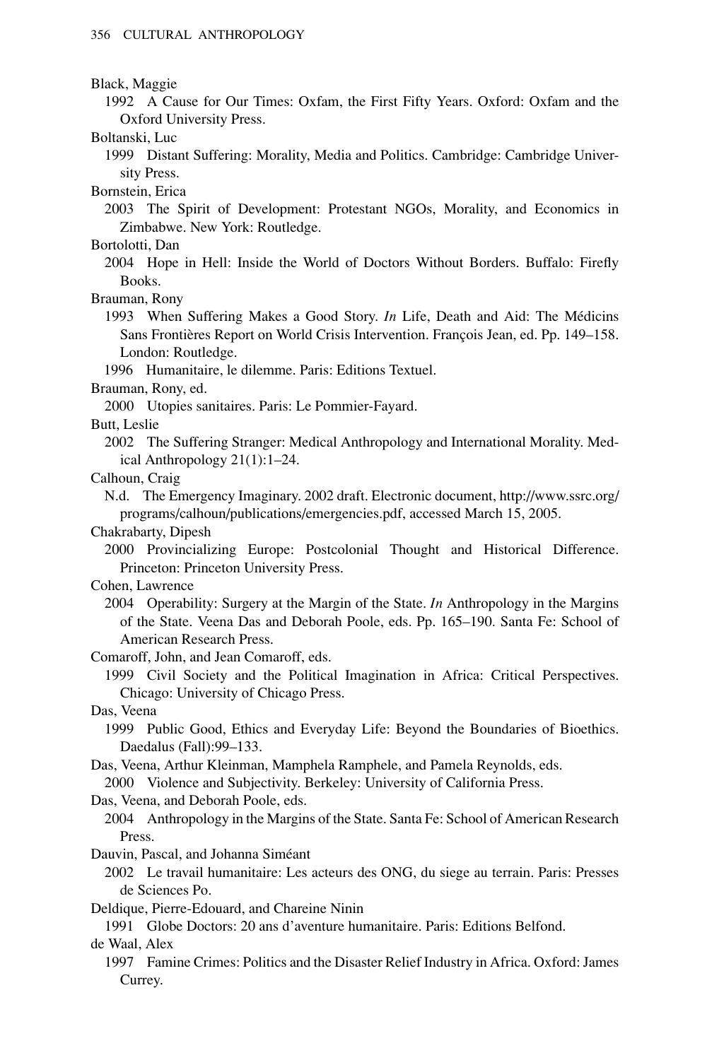Black, Maggie

1992 A Cause for Our Times: Oxfam, the First Fifty Years. Oxford: Oxfam and the Oxford University Press.

Boltanski, Luc

1999 Distant Suffering: Morality, Media and Politics. Cambridge: Cambridge University Press.

Bornstein, Erica

2003 The Spirit of Development: Protestant NGOs, Morality, and Economics in Zimbabwe. New York: Routledge.

Bortolotti, Dan

2004 Hope in Hell: Inside the World of Doctors Without Borders. Buffalo: Firefly Books.

Brauman, Rony

1993 When Suffering Makes a Good Story. *In* Life, Death and Aid: The Médicins Sans Frontières Report on World Crisis Intervention. François Jean, ed. Pp. 149–158. London: Routledge.

1996 Humanitaire, le dilemme. Paris: Editions Textuel.

Brauman, Rony, ed.

2000 Utopies sanitaires. Paris: Le Pommier-Fayard.

Butt, Leslie

2002 The Suffering Stranger: Medical Anthropology and International Morality. Medical Anthropology 21(1):1–24.

Calhoun, Craig

N.d. The Emergency Imaginary. 2002 draft. Electronic document, http://www.ssrc.org/programs/calhoun/publications/emergencies.pdf, accessed March 15, 2005.

Chakrabarty, Dipesh

2000 Provincializing Europe: Postcolonial Thought and Historical Difference. Princeton: Princeton University Press.

Cohen, Lawrence

2004 Operability: Surgery at the Margin of the State. *In* Anthropology in the Margins of the State. Veena Das and Deborah Poole, eds. Pp. 165–190. Santa Fe: School of American Research Press.

Comaroff, John, and Jean Comaroff, eds.

1999 Civil Society and the Political Imagination in Africa: Critical Perspectives. Chicago: University of Chicago Press.

Das, Veena

1999 Public Good, Ethics and Everyday Life: Beyond the Boundaries of Bioethics. Daedalus (Fall):99–133.

Das, Veena, Arthur Kleinman, Mamphela Ramphele, and Pamela Reynolds, eds.

2000 Violence and Subjectivity. Berkeley: University of California Press.

Das, Veena, and Deborah Poole, eds.

2004 Anthropology in the Margins of the State. Santa Fe: School of American Research Press.

Dauvin, Pascal, and Johanna Siméant

2002 Le travail humanitaire: Les acteurs des ONG, du siege au terrain. Paris: Presses de Sciences Po.

Deldique, Pierre-Edouard, and Chareine Ninin

1991 Globe Doctors: 20 ans d'aventure humanitaire. Paris: Editions Belfond.

de Waal, Alex

1997 Famine Crimes: Politics and the Disaster Relief Industry in Africa. Oxford: James Currey.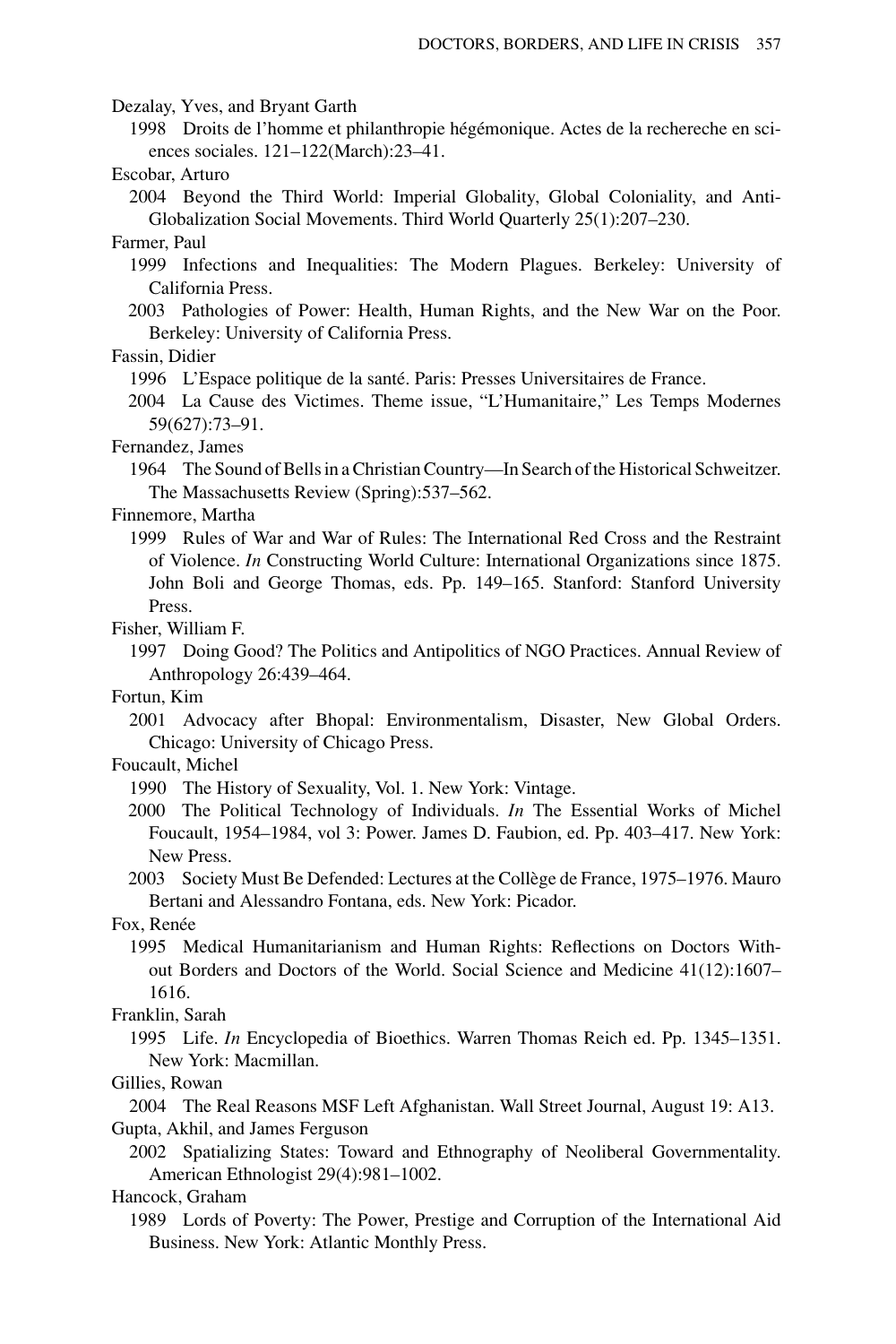Dezalay, Yves, and Bryant Garth

1998 Droits de l'homme et philanthropie hégémonique. Actes de la rechereche en sciences sociales. 121–122(March):23–41.

Escobar, Arturo

2004 Beyond the Third World: Imperial Globality, Global Coloniality, and Anti-Globalization Social Movements. Third World Quarterly 25(1):207–230.

Farmer, Paul

1999 Infections and Inequalities: The Modern Plagues. Berkeley: University of California Press.

2003 Pathologies of Power: Health, Human Rights, and the New War on the Poor. Berkeley: University of California Press.

Fassin, Didier

1996 L'Espace politique de la santé. Paris: Presses Universitaires de France.

2004 La Cause des Victimes. Theme issue, "L'Humanitaire," Les Temps Modernes 59(627):73–91.

Fernandez, James

1964 The Sound of Bells in a Christian Country—In Search of the Historical Schweitzer. The Massachusetts Review (Spring):537–562.

Finnemore, Martha

1999 Rules of War and War of Rules: The International Red Cross and the Restraint of Violence. *In* Constructing World Culture: International Organizations since 1875. John Boli and George Thomas, eds. Pp. 149–165. Stanford: Stanford University Press.

Fisher, William F.

1997 Doing Good? The Politics and Antipolitics of NGO Practices. Annual Review of Anthropology 26:439–464.

Fortun, Kim

2001 Advocacy after Bhopal: Environmentalism, Disaster, New Global Orders. Chicago: University of Chicago Press.

Foucault, Michel

1990 The History of Sexuality, Vol. 1. New York: Vintage.

2000 The Political Technology of Individuals. *In* The Essential Works of Michel Foucault, 1954–1984, vol 3: Power. James D. Faubion, ed. Pp. 403–417. New York: New Press.

2003 Society Must Be Defended: Lectures at the Collège de France, 1975–1976. Mauro Bertani and Alessandro Fontana, eds. New York: Picador.

Fox, Renée

1995 Medical Humanitarianism and Human Rights: Reflections on Doctors Without Borders and Doctors of the World. Social Science and Medicine 41(12):1607–1616.

Franklin, Sarah

1995 Life. *In* Encyclopedia of Bioethics. Warren Thomas Reich ed. Pp. 1345–1351. New York: Macmillan.

Gillies, Rowan

2004 The Real Reasons MSF Left Afghanistan. Wall Street Journal, August 19: A13.

Gupta, Akhil, and James Ferguson

2002 Spatializing States: Toward and Ethnography of Neoliberal Governmentality. American Ethnologist 29(4):981–1002.

Hancock, Graham

1989 Lords of Poverty: The Power, Prestige and Corruption of the International Aid Business. New York: Atlantic Monthly Press.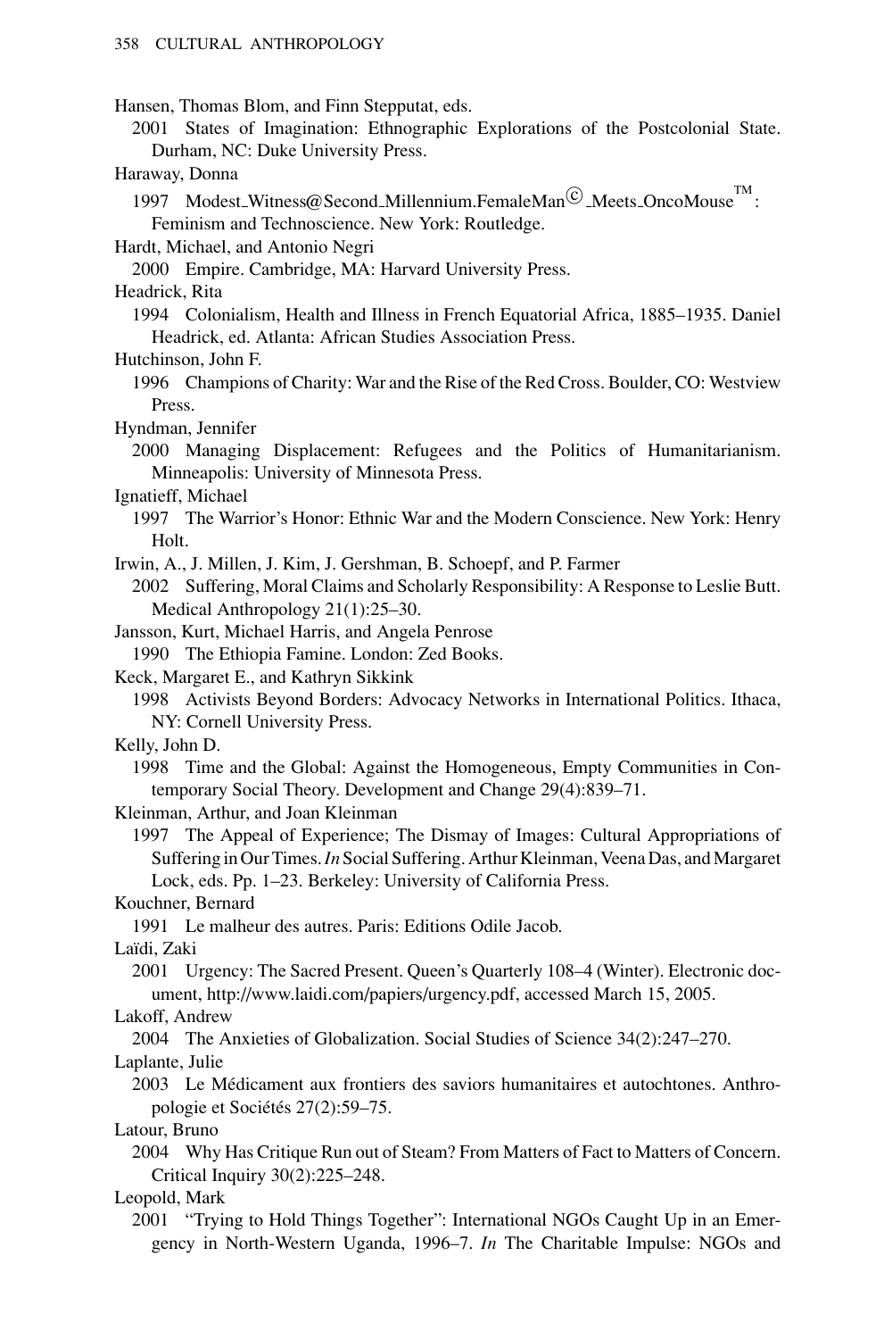Hansen, Thomas Blom, and Finn Stepputat, eds.

2001 States of Imagination: Ethnographic Explorations of the Postcolonial State. Durham, NC: Duke University Press.

Haraway, Donna

1997 Modest_Witness@Second_Millennium.FemaleMan© _Meets_OncoMouse™: Feminism and Technoscience. New York: Routledge.

Hardt, Michael, and Antonio Negri

2000 Empire. Cambridge, MA: Harvard University Press.

Headrick, Rita

1994 Colonialism, Health and Illness in French Equatorial Africa, 1885–1935. Daniel Headrick, ed. Atlanta: African Studies Association Press.

Hutchinson, John F.

1996 Champions of Charity: War and the Rise of the Red Cross. Boulder, CO: Westview Press.

Hyndman, Jennifer

2000 Managing Displacement: Refugees and the Politics of Humanitarianism. Minneapolis: University of Minnesota Press.

Ignatieff, Michael

1997 The Warrior's Honor: Ethnic War and the Modern Conscience. New York: Henry Holt.

Irwin, A., J. Millen, J. Kim, J. Gershman, B. Schoepf, and P. Farmer

2002 Suffering, Moral Claims and Scholarly Responsibility: A Response to Leslie Butt. Medical Anthropology 21(1):25–30.

Jansson, Kurt, Michael Harris, and Angela Penrose

1990 The Ethiopia Famine. London: Zed Books.

Keck, Margaret E., and Kathryn Sikkink

1998 Activists Beyond Borders: Advocacy Networks in International Politics. Ithaca, NY: Cornell University Press.

Kelly, John D.

1998 Time and the Global: Against the Homogeneous, Empty Communities in Contemporary Social Theory. Development and Change 29(4):839–71.

Kleinman, Arthur, and Joan Kleinman

1997 The Appeal of Experience; The Dismay of Images: Cultural Appropriations of Suffering in Our Times. *In* Social Suffering. Arthur Kleinman, Veena Das, and Margaret Lock, eds. Pp. 1–23. Berkeley: University of California Press.

Kouchner, Bernard

1991 Le malheur des autres. Paris: Editions Odile Jacob.

Laïdi, Zaki

2001 Urgency: The Sacred Present. Queen's Quarterly 108–4 (Winter). Electronic document, http://www.laidi.com/papiers/urgency.pdf, accessed March 15, 2005.

Lakoff, Andrew

2004 The Anxieties of Globalization. Social Studies of Science 34(2):247–270.

Laplante, Julie

2003 Le Médicament aux frontiers des saviors humanitaires et autochtones. Anthropologie et Sociétés 27(2):59–75.

Latour, Bruno

2004 Why Has Critique Run out of Steam? From Matters of Fact to Matters of Concern. Critical Inquiry 30(2):225–248.

Leopold, Mark

2001 "Trying to Hold Things Together": International NGOs Caught Up in an Emergency in North-Western Uganda, 1996–7. *In* The Charitable Impulse: NGOs and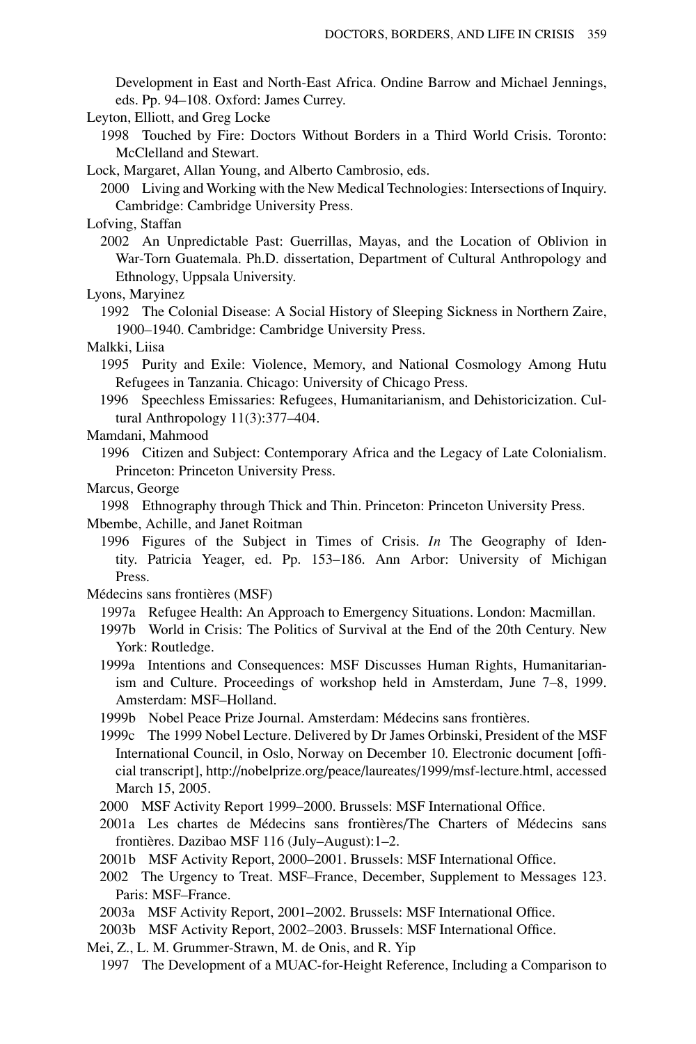Development in East and North-East Africa. Ondine Barrow and Michael Jennings, eds. Pp. 94–108. Oxford: James Currey.

Leyton, Elliott, and Greg Locke

1998 Touched by Fire: Doctors Without Borders in a Third World Crisis. Toronto: McClelland and Stewart.

Lock, Margaret, Allan Young, and Alberto Cambrosio, eds.

2000 Living and Working with the New Medical Technologies: Intersections of Inquiry. Cambridge: Cambridge University Press.

Lofving, Staffan

2002 An Unpredictable Past: Guerrillas, Mayas, and the Location of Oblivion in War-Torn Guatemala. Ph.D. dissertation, Department of Cultural Anthropology and Ethnology, Uppsala University.

Lyons, Maryinez

1992 The Colonial Disease: A Social History of Sleeping Sickness in Northern Zaire, 1900–1940. Cambridge: Cambridge University Press.

Malkki, Liisa

1995 Purity and Exile: Violence, Memory, and National Cosmology Among Hutu Refugees in Tanzania. Chicago: University of Chicago Press.

1996 Speechless Emissaries: Refugees, Humanitarianism, and Dehistoricization. Cultural Anthropology 11(3):377–404.

Mamdani, Mahmood

1996 Citizen and Subject: Contemporary Africa and the Legacy of Late Colonialism. Princeton: Princeton University Press.

Marcus, George

1998 Ethnography through Thick and Thin. Princeton: Princeton University Press.

Mbembe, Achille, and Janet Roitman

1996 Figures of the Subject in Times of Crisis. *In* The Geography of Identity. Patricia Yeager, ed. Pp. 153–186. Ann Arbor: University of Michigan Press.

Médecins sans frontières (MSF)

1997a Refugee Health: An Approach to Emergency Situations. London: Macmillan.

1997b World in Crisis: The Politics of Survival at the End of the 20th Century. New York: Routledge.

1999a Intentions and Consequences: MSF Discusses Human Rights, Humanitarianism and Culture. Proceedings of workshop held in Amsterdam, June 7–8, 1999. Amsterdam: MSF–Holland.

1999b Nobel Peace Prize Journal. Amsterdam: Médecins sans frontières.

1999c The 1999 Nobel Lecture. Delivered by Dr James Orbinski, President of the MSF International Council, in Oslo, Norway on December 10. Electronic document [official transcript], http://nobelprize.org/peace/laureates/1999/msf-lecture.html, accessed March 15, 2005.

2000 MSF Activity Report 1999–2000. Brussels: MSF International Office.

2001a Les chartes de Médecins sans frontières/The Charters of Médecins sans frontières. Dazibao MSF 116 (July–August):1–2.

2001b MSF Activity Report, 2000–2001. Brussels: MSF International Office.

2002 The Urgency to Treat. MSF–France, December, Supplement to Messages 123. Paris: MSF–France.

2003a MSF Activity Report, 2001–2002. Brussels: MSF International Office.

2003b MSF Activity Report, 2002–2003. Brussels: MSF International Office.

Mei, Z., L. M. Grummer-Strawn, M. de Onis, and R. Yip

1997 The Development of a MUAC-for-Height Reference, Including a Comparison to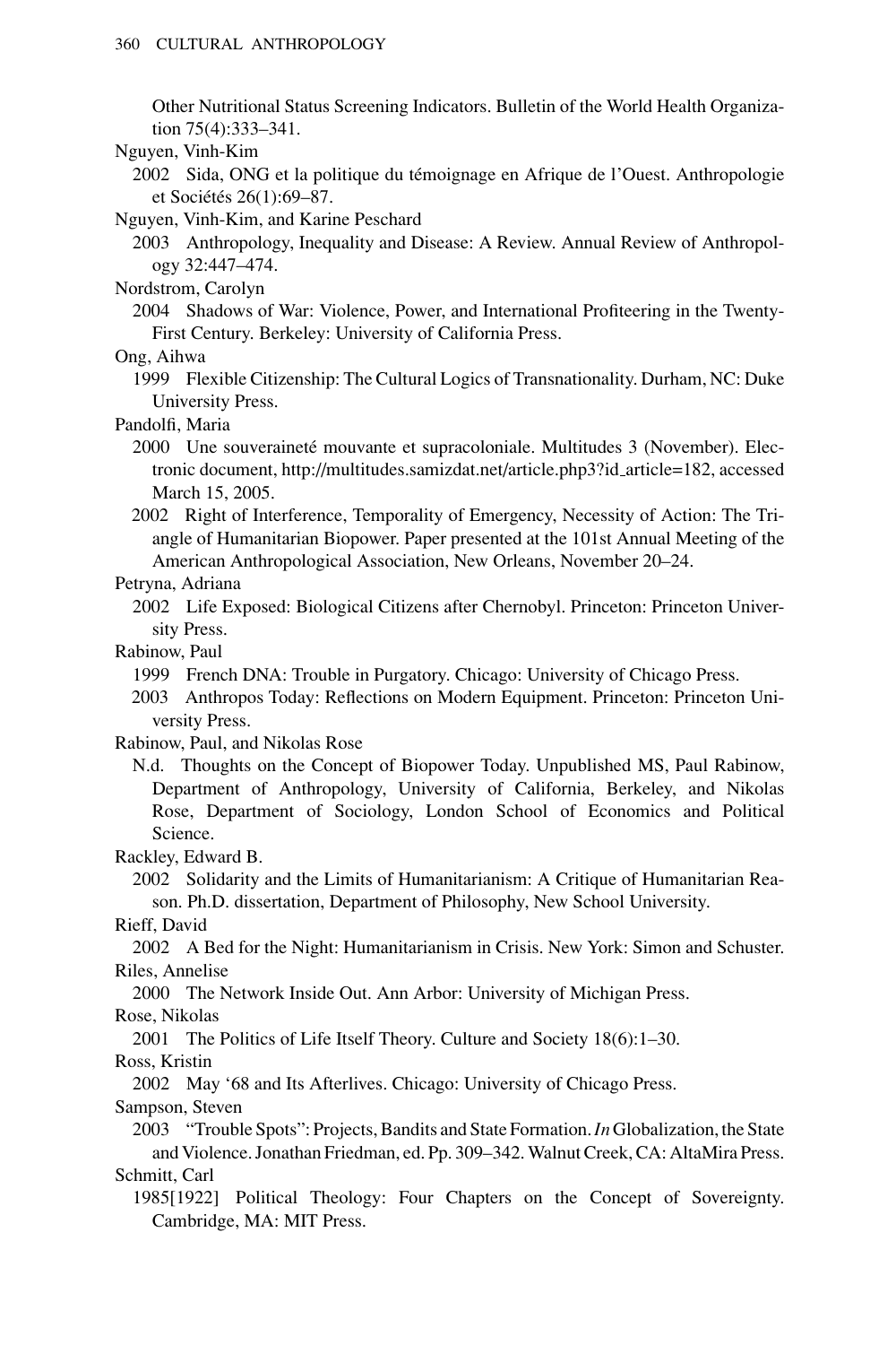Other Nutritional Status Screening Indicators. Bulletin of the World Health Organization 75(4):333–341.

Nguyen, Vinh-Kim

2002 Sida, ONG et la politique du témoignage en Afrique de l'Ouest. Anthropologie et Sociétés 26(1):69–87.

Nguyen, Vinh-Kim, and Karine Peschard

2003 Anthropology, Inequality and Disease: A Review. Annual Review of Anthropology 32:447–474.

Nordstrom, Carolyn

2004 Shadows of War: Violence, Power, and International Profiteering in the Twenty-First Century. Berkeley: University of California Press.

Ong, Aihwa

1999 Flexible Citizenship: The Cultural Logics of Transnationality. Durham, NC: Duke University Press.

Pandolfi, Maria

2000 Une souveraineté mouvante et supracoloniale. Multitudes 3 (November). Electronic document, http://multitudes.samizdat.net/article.php3?id_article=182, accessed March 15, 2005.

2002 Right of Interference, Temporality of Emergency, Necessity of Action: The Triangle of Humanitarian Biopower. Paper presented at the 101st Annual Meeting of the American Anthropological Association, New Orleans, November 20–24.

Petryna, Adriana

2002 Life Exposed: Biological Citizens after Chernobyl. Princeton: Princeton University Press.

Rabinow, Paul

1999 French DNA: Trouble in Purgatory. Chicago: University of Chicago Press.

2003 Anthropos Today: Reflections on Modern Equipment. Princeton: Princeton University Press.

Rabinow, Paul, and Nikolas Rose

N.d. Thoughts on the Concept of Biopower Today. Unpublished MS, Paul Rabinow, Department of Anthropology, University of California, Berkeley, and Nikolas Rose, Department of Sociology, London School of Economics and Political Science.

Rackley, Edward B.

2002 Solidarity and the Limits of Humanitarianism: A Critique of Humanitarian Reason. Ph.D. dissertation, Department of Philosophy, New School University.

Rieff, David

2002 A Bed for the Night: Humanitarianism in Crisis. New York: Simon and Schuster.

Riles, Annelise

2000 The Network Inside Out. Ann Arbor: University of Michigan Press.

Rose, Nikolas

2001 The Politics of Life Itself Theory. Culture and Society 18(6):1–30.

Ross, Kristin

2002 May '68 and Its Afterlives. Chicago: University of Chicago Press.

Sampson, Steven

2003 "Trouble Spots": Projects, Bandits and State Formation. *In* Globalization, the State and Violence. Jonathan Friedman, ed. Pp. 309–342. Walnut Creek, CA: AltaMira Press.

Schmitt, Carl

1985[1922] Political Theology: Four Chapters on the Concept of Sovereignty. Cambridge, MA: MIT Press.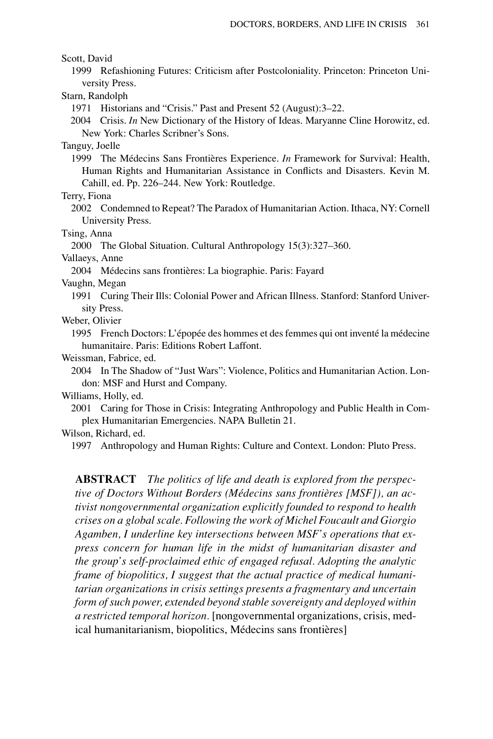Scott, David

1999 Refashioning Futures: Criticism after Postcoloniality. Princeton: Princeton University Press.

Starn, Randolph

1971 Historians and "Crisis." Past and Present 52 (August):3–22.

2004 Crisis. *In* New Dictionary of the History of Ideas. Maryanne Cline Horowitz, ed. New York: Charles Scribner's Sons.

Tanguy, Joelle

1999 The Médecins Sans Frontières Experience. *In* Framework for Survival: Health, Human Rights and Humanitarian Assistance in Conflicts and Disasters. Kevin M. Cahill, ed. Pp. 226–244. New York: Routledge.

Terry, Fiona

2002 Condemned to Repeat? The Paradox of Humanitarian Action. Ithaca, NY: Cornell University Press.

Tsing, Anna

2000 The Global Situation. Cultural Anthropology 15(3):327–360.

Vallaeys, Anne

2004 Médecins sans frontières: La biographie. Paris: Fayard

Vaughn, Megan

1991 Curing Their Ills: Colonial Power and African Illness. Stanford: Stanford University Press.

Weber, Olivier

1995 French Doctors: L'épopée des hommes et des femmes qui ont inventé la médecine humanitaire. Paris: Editions Robert Laffont.

Weissman, Fabrice, ed.

2004 In The Shadow of "Just Wars": Violence, Politics and Humanitarian Action. London: MSF and Hurst and Company.

Williams, Holly, ed.

2001 Caring for Those in Crisis: Integrating Anthropology and Public Health in Complex Humanitarian Emergencies. NAPA Bulletin 21.

Wilson, Richard, ed.

1997 Anthropology and Human Rights: Culture and Context. London: Pluto Press.

**ABSTRACT** *The politics of life and death is explored from the perspective of Doctors Without Borders (Médecins sans frontières [MSF]), an activist nongovernmental organization explicitly founded to respond to health crises on a global scale. Following the work of Michel Foucault and Giorgio Agamben, I underline key intersections between MSF's operations that express concern for human life in the midst of humanitarian disaster and the group's self-proclaimed ethic of engaged refusal. Adopting the analytic frame of biopolitics, I suggest that the actual practice of medical humanitarian organizations in crisis settings presents a fragmentary and uncertain form of such power, extended beyond stable sovereignty and deployed within a restricted temporal horizon.* [nongovernmental organizations, crisis, medical humanitarianism, biopolitics, Médecins sans frontières]